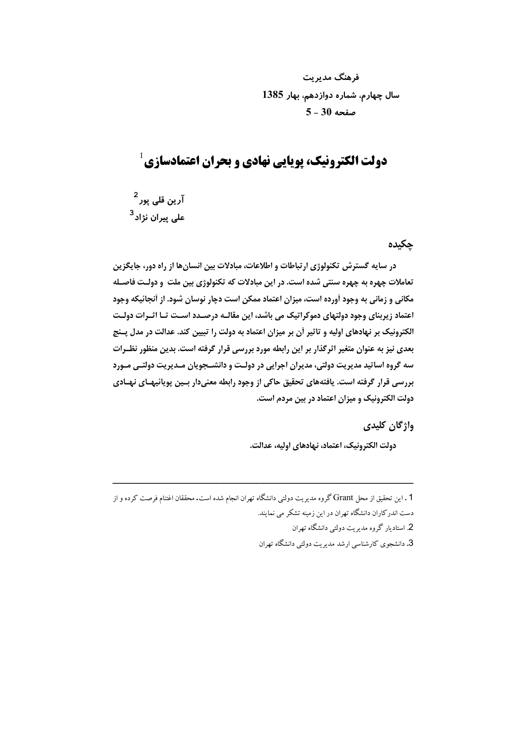# دولت الکترونیک، پویایی نهادی و بحران اعتمادسازی[1]

آرین قلی پور[2]

علی پیران نژاد[3]

## چکیده

در سایه گسترش تکنولوژی ارتباطات و اطلاعات، مبادلات بین انسان‌ها از راه دور، جایگزین تعاملات چهره به چهره سنتی شده است. در این مبادلات که تکنولوژی بین ملت و دولت فاصله مکانی و زمانی به وجود آورده است، میزان اعتماد ممکن است دچار نوسان شود. از آنجائیکه وجود اعتماد زیربنای وجود دولتهای دموکراتیک می باشد، این مقاله درصدد است تا اثرات دولت الکترونیک بر نهادهای اولیه و تاثیر آن بر میزان اعتماد به دولت را تبیین کند. عدالت در مدل پنج بعدی نیز به عنوان متغیر اثرگذار بر این رابطه مورد بررسی قرار گرفته است. بدین منظور نظرات سه گروه اساتید مدیریت دولتی، مدیران اجرایی در دولت و دانشجویان مدیریت دولتی مورد بررسی قرار گرفته است. یافته‌های تحقیق حاکی از وجود رابطه معنی‌دار بین پویائیهای نهادی دولت الکترونیک و میزان اعتماد در بین مردم است.

## واژگان کلیدی

دولت الکترونیک، اعتماد، نهادهای اولیه، عدالت.

---

1 . این تحقیق از محل Grant گروه مدیریت دولتی دانشگاه تهران انجام شده است. محققان اغتنام فرصت کرده و از دست اندرکاران دانشگاه تهران در این زمینه تشکر می نمایند.

2. استادیار گروه مدیریت دولتی دانشگاه تهران

3. دانشجوی کارشناسی ارشد مدیریت دولتی دانشگاه تهران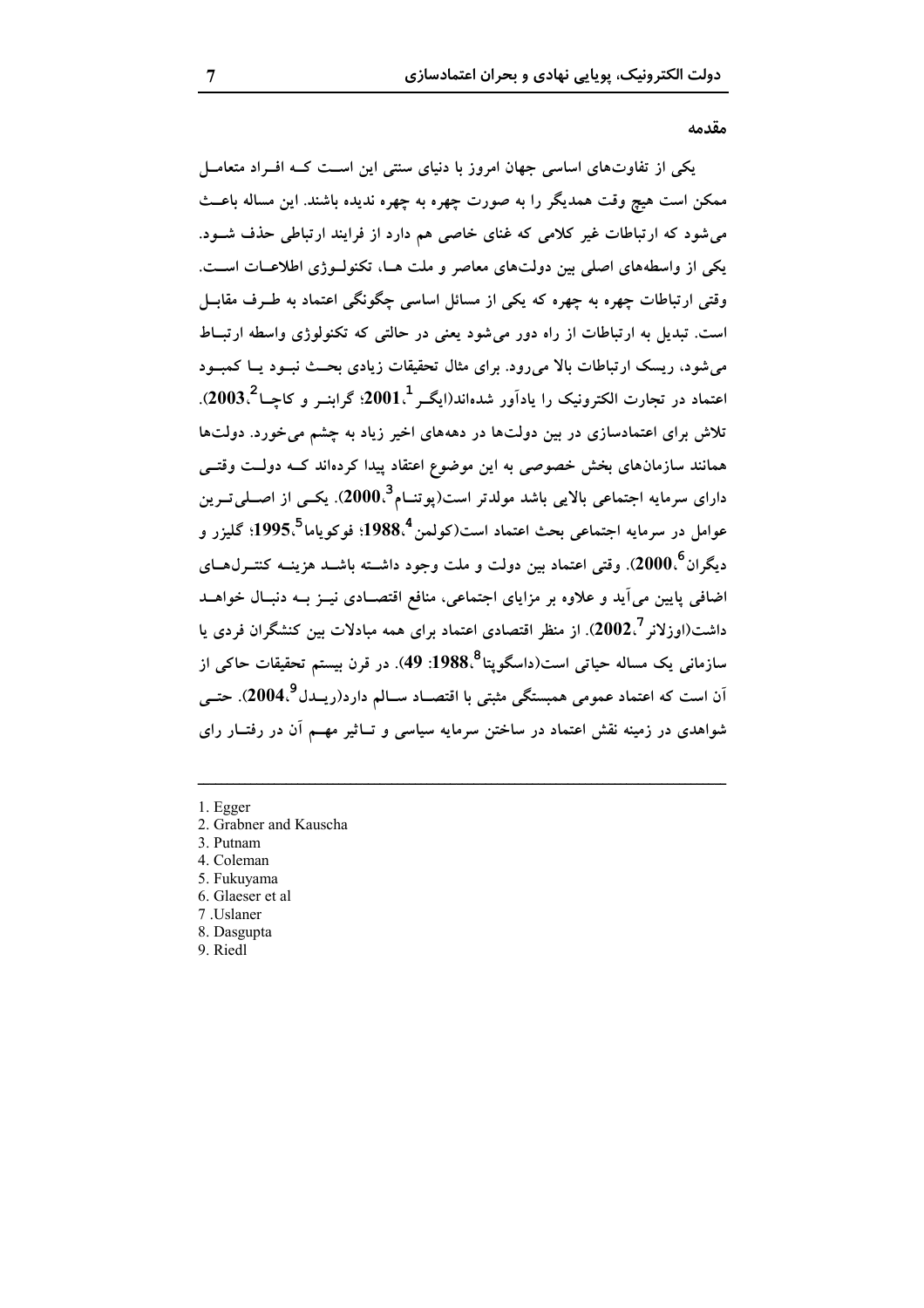## مقدمه

یکی از تفاوت‌های اساسی جهان امروز با دنیای سنتی این است که افراد متعامل ممکن است هیچ وقت همدیگر را به صورت چهره به چهره ندیده باشند. این مساله باعث می‌شود که ارتباطات غیر کلامی که غنای خاصی هم دارد از فرایند ارتباطی حذف شود. یکی از واسطه‌های اصلی بین دولت‌های معاصر و ملت ها، تکنولوژی اطلاعات است. وقتی ارتباطات چهره به چهره که یکی از مسائل اساسی چگونگی اعتماد به طرف مقابل است. تبدیل به ارتباطات از راه دور می‌شود یعنی در حالتی که تکنولوژی واسطه ارتباط می‌شود، ریسک ارتباطات بالا می‌رود. برای مثال تحقیقات زیادی بحث نبود یا کمبود اعتماد در تجارت الکترونیک را یادآور شده‌اند(ایگر[1]،2001؛ گرابنر و کاچا[2]،2003). تلاش برای اعتمادسازی در بین دولت‌ها در دهه‌های اخیر زیاد به چشم می‌خورد. دولت‌ها همانند سازمان‌های بخش خصوصی به این موضوع اعتقاد پیدا کرده‌اند که دولت وقتی دارای سرمایه اجتماعی بالایی باشد مولدتر است(پوتنام[3]،2000). یکی از اصلی‌ترین عوامل در سرمایه اجتماعی بحث اعتماد است(کولمن[4]،1988؛ فوکویاما[5]،1995؛ گلیزر و دیگران[6]،2000). وقتی اعتماد بین دولت و ملت وجود داشته باشد هزینه کنترل‌های اضافی پایین می‌آید و علاوه بر مزایای اجتماعی، منافع اقتصادی نیز به دنبال خواهد داشت(اوزلانر[7]،2002). از منظر اقتصادی اعتماد برای همه مبادلات بین کنشگران فردی یا سازمانی یک مساله حیاتی است(داسگوپتا[8]،1988: 49). در قرن بیستم تحقیقات حاکی از آن است که اعتماد عمومی همبستگی مثبتی با اقتصاد سالم دارد(ریدل[9]،2004). حتی شواهدی در زمینه نقش اعتماد در ساختن سرمایه سیاسی و تاثیر مهم آن در رفتار رای

---

1. Egger
2. Grabner and Kauscha
3. Putnam
4. Coleman
5. Fukuyama
6. Glaeser et al
7 .Uslaner
8. Dasgupta
9. Riedl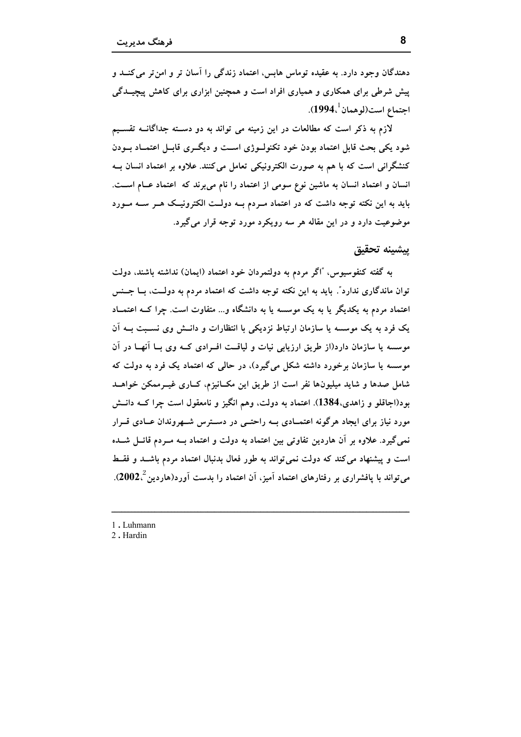دهندگان وجود دارد. به عقیده توماس هابس، اعتماد زندگی را آسان تر و امن‌تر می‌کنـد و پیش شرطی برای همکاری و همیاری افراد است و همچنین ابزاری برای کاهش پیچیـدگی اجتماع است(لوهمان[1]،**1994**).

لازم به ذکر است که مطالعات در این زمینه می تواند به دو دسـته جداگانـه تقسـیم شود یکی بحث قابل اعتماد بودن خود تکنولـوژی اسـت و دیگـری قابـل اعتمـاد بـودن کنشگرانی است که با هم به صورت الکترونیکی تعامل می‌کنند. علاوه بر اعتماد انسان بـه انسان و اعتماد انسان به ماشین نوع سومی از اعتماد را نام می‌برند که اعتماد عـام اسـت. باید به این نکته توجه داشت که در اعتماد مـردم بـه دولـت الکترونیـک هـر سـه مـورد موضوعیت دارد و در این مقاله هر سه رویکرد مورد توجه قرار می‌گیرد.

## پیشینه تحقیق

به گفته کنفوسیوس، "اگر مردم به دولتمردان خود اعتماد (ایمان) نداشته باشند، دولت توان ماندگاری ندارد". باید به این نکته توجه داشت که اعتماد مردم به دولـت، بـا جـنس اعتماد مردم به یکدیگر یا به یک موسسه یا به دانشگاه و... متفاوت است. چرا کـه اعتمـاد یک فرد به یک موسسه یا سازمان ارتباط نزدیکی با انتظارات و دانـش وی نسـبت بـه آن موسسه یا سازمان دارد(از طریق ارزیابی نیات و لیاقـت افـرادی کـه وی بـا آنهـا در آن موسسه یا سازمان برخورد داشته شکل می‌گیرد)، در حالی که اعتماد یک فرد به دولت که شامل صدها و شاید میلیون‌ها نفر است از طریق این مکـانیزم، کـاری غیـرممکن خواهـد بود(اجاقلو و زاهدی،**1384**). اعتماد به دولت، وهم انگیز و نامعقول است چرا کـه دانـش مورد نیاز برای ایجاد هرگونه اعتمـادی بـه راحتـی در دسـترس شـهروندان عـادی قـرار نمی‌گیرد. علاوه بر آن هاردین تفاوتی بین اعتماد به دولت و اعتماد بـه مـردم قائـل شـده است و پیشنهاد می‌کند که دولت نمی‌تواند به طور فعال بدنبال اعتماد مردم باشـد و فقـط می‌تواند با پافشاری بر رفتارهای اعتماد آمیز، آن اعتماد را بدست آورد(هاردین[2]،**2002**).

---

1 . Luhmann

2 . Hardin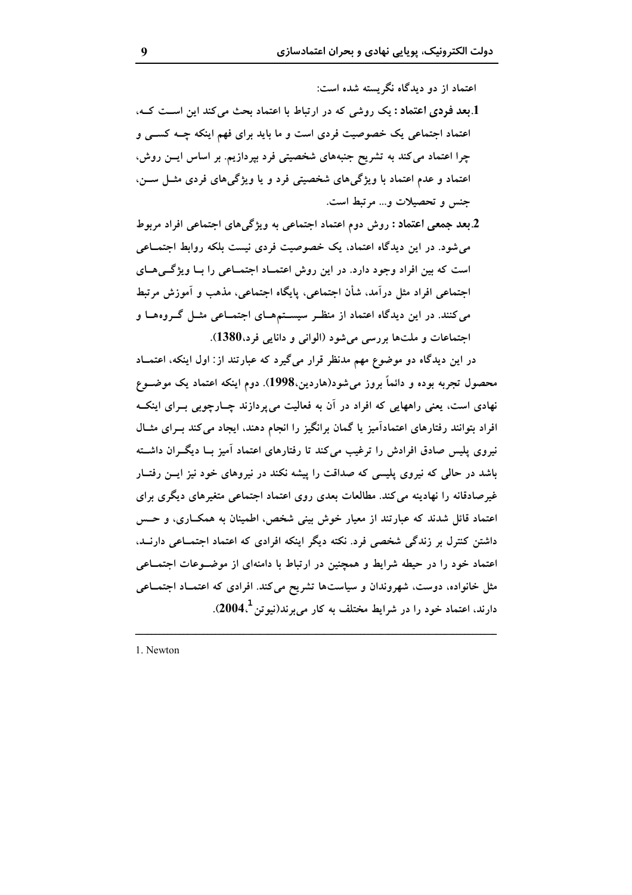اعتماد از دو دیدگاه نگریسته شده است:

1. **بعد فردی اعتماد :** یک روشی که در ارتباط با اعتماد بحث می‌کند این است که، اعتماد اجتماعی یک خصوصیت فردی است و ما باید برای فهم اینکه چه کسی و چرا اعتماد می‌کند به تشریح جنبه‌های شخصیتی فرد بپردازیم. بر اساس این روش، اعتماد و عدم اعتماد با ویژگی‌های شخصیتی فرد و یا ویژگی‌های فردی مثل سن، جنس و تحصیلات و... مرتبط است.
2. **بعد جمعی اعتماد :** روش دوم اعتماد اجتماعی به ویژگی‌های اجتماعی افراد مربوط می‌شود. در این دیدگاه اعتماد، یک خصوصیت فردی نیست بلکه روابط اجتماعی است که بین افراد وجود دارد. در این روش اعتماد اجتماعی را با ویژگی‌های اجتماعی افراد مثل درآمد، شأن اجتماعی، پایگاه اجتماعی، مذهب و آموزش مرتبط می‌کنند. در این دیدگاه اعتماد از منظر سیستم‌های اجتماعی مثل گروه‌ها و اجتماعات و ملت‌ها بررسی می‌شود (الوانی و دانایی فرد،**1380**).

در این دیدگاه دو موضوع مهم مدنظر قرار می‌گیرد که عبارتند از: اول اینکه، اعتماد محصول تجربه بوده و دائماً بروز می‌شود(هاردین،**1998**). دوم اینکه اعتماد یک موضوع نهادی است، یعنی راههایی که افراد در آن به فعالیت می‌پردازند چارچوبی برای اینکه افراد بتوانند رفتارهای اعتمادآمیز یا گمان برانگیز را انجام دهند، ایجاد می‌کند برای مثال نیروی پلیس صادق افرادش را ترغیب می‌کند تا رفتارهای اعتماد آمیز با دیگران داشته باشد در حالی که نیروی پلیسی که صداقت را پیشه نکند در نیروهای خود نیز این رفتار غیرصادقانه را نهادینه می‌کند. مطالعات بعدی روی اعتماد اجتماعی متغیرهای دیگری برای اعتماد قائل شدند که عبارتند از معیار خوش بینی شخص، اطمینان به همکاری، و حس داشتن کنترل بر زندگی شخصی فرد. نکته دیگر اینکه افرادی که اعتماد اجتماعی دارند، اعتماد خود را در حیطه شرایط و همچنین در ارتباط با دامنه‌ای از موضوعات اجتماعی مثل خانواده، دوست، شهروندان و سیاست‌ها تشریح می‌کند. افرادی که اعتماد اجتماعی دارند، اعتماد خود را در شرایط مختلف به کار می‌برند(نیوتن[1]،**2004**).

---

1. Newton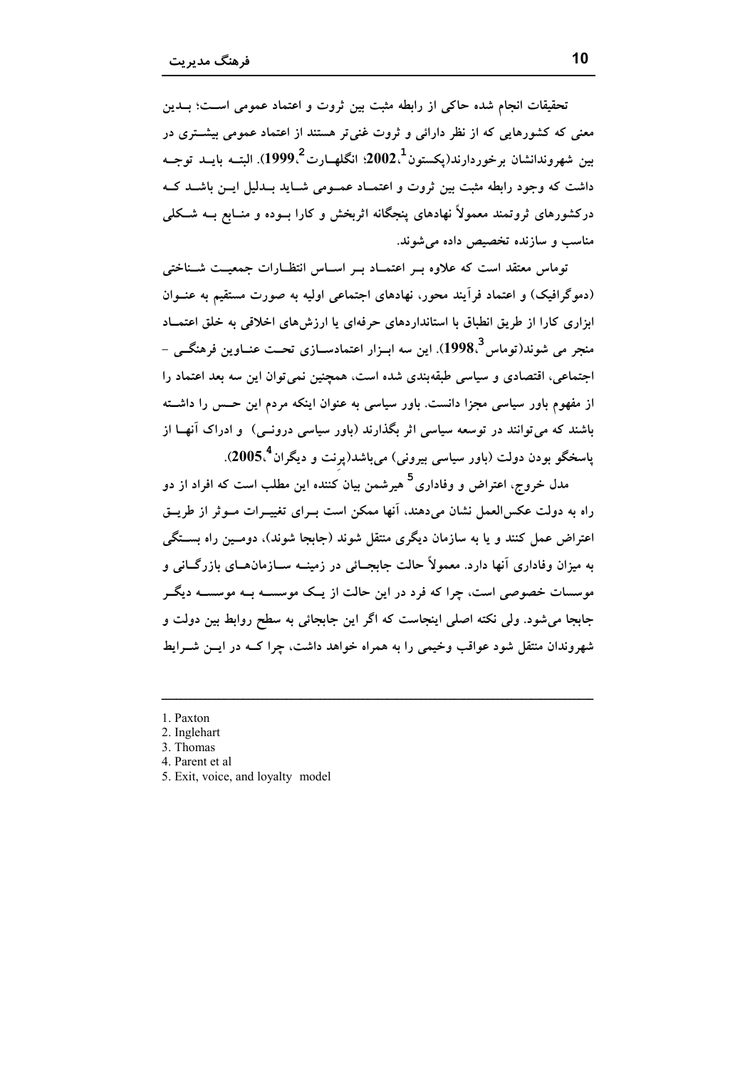تحقیقات انجام شده حاکی از رابطه مثبت بین ثروت و اعتماد عمومی است؛ بدین معنی که کشورهایی که از نظر دارائی و ثروت غنی‌تر هستند از اعتماد عمومی بیشتری در بین شهروندانشان برخوردارند(پکستون[1]،2002؛ انگلهارت[2]،1999). البته باید توجه داشت که وجود رابطه مثبت بین ثروت و اعتماد عمومی شاید بدلیل این باشد که درکشورهای ثروتمند معمولاً نهادهای پنجگانه اثربخش و کارا بوده و منابع به شکلی مناسب و سازنده تخصیص داده می‌شوند.

توماس معتقد است که علاوه بر اعتماد بر اساس انتظارات جمعیت شناختی (دموگرافیک) و اعتماد فرآیند محور، نهادهای اجتماعی اولیه به صورت مستقیم به عنوان ابزاری کارا از طریق انطباق با استانداردهای حرفه‌ای یا ارزش‌های اخلاقی به خلق اعتماد منجر می شوند(توماس[3]،1998). این سه ابزار اعتمادسازی تحت عناوین فرهنگی - اجتماعی، اقتصادی و سیاسی طبقه‌بندی شده است، همچنین نمی‌توان این سه بعد اعتماد را از مفهوم باور سیاسی مجزا دانست. باور سیاسی به عنوان اینکه مردم این حس را داشته باشند که می‌توانند در توسعه سیاسی اثر بگذارند (باور سیاسی درونی) و ادراک آنها از پاسخگو بودن دولت (باور سیاسی بیرونی) می‌باشد(پرنت و دیگران[4]،2005).

مدل خروج، اعتراض و وفاداری[5] هیرشمن بیان کننده این مطلب است که افراد از دو راه به دولت عکس‌العمل نشان می‌دهند، آنها ممکن است برای تغییرات موثر از طریق اعتراض عمل کنند و یا به سازمان دیگری منتقل شوند (جابجا شوند)، دومین راه بستگی به میزان وفاداری آنها دارد. معمولاً حالت جابجائی در زمینه سازمان‌های بازرگانی و موسسات خصوصی است، چرا که فرد در این حالت از یک موسسه به موسسه دیگر جابجا می‌شود. ولی نکته اصلی اینجاست که اگر این جابجائی به سطح روابط بین دولت و شهروندان منتقل شود عواقب وخیمی را به همراه خواهد داشت، چرا که در این شرایط

---

1. Paxton
2. Inglehart
3. Thomas
4. Parent et al
5. Exit, voice, and loyalty model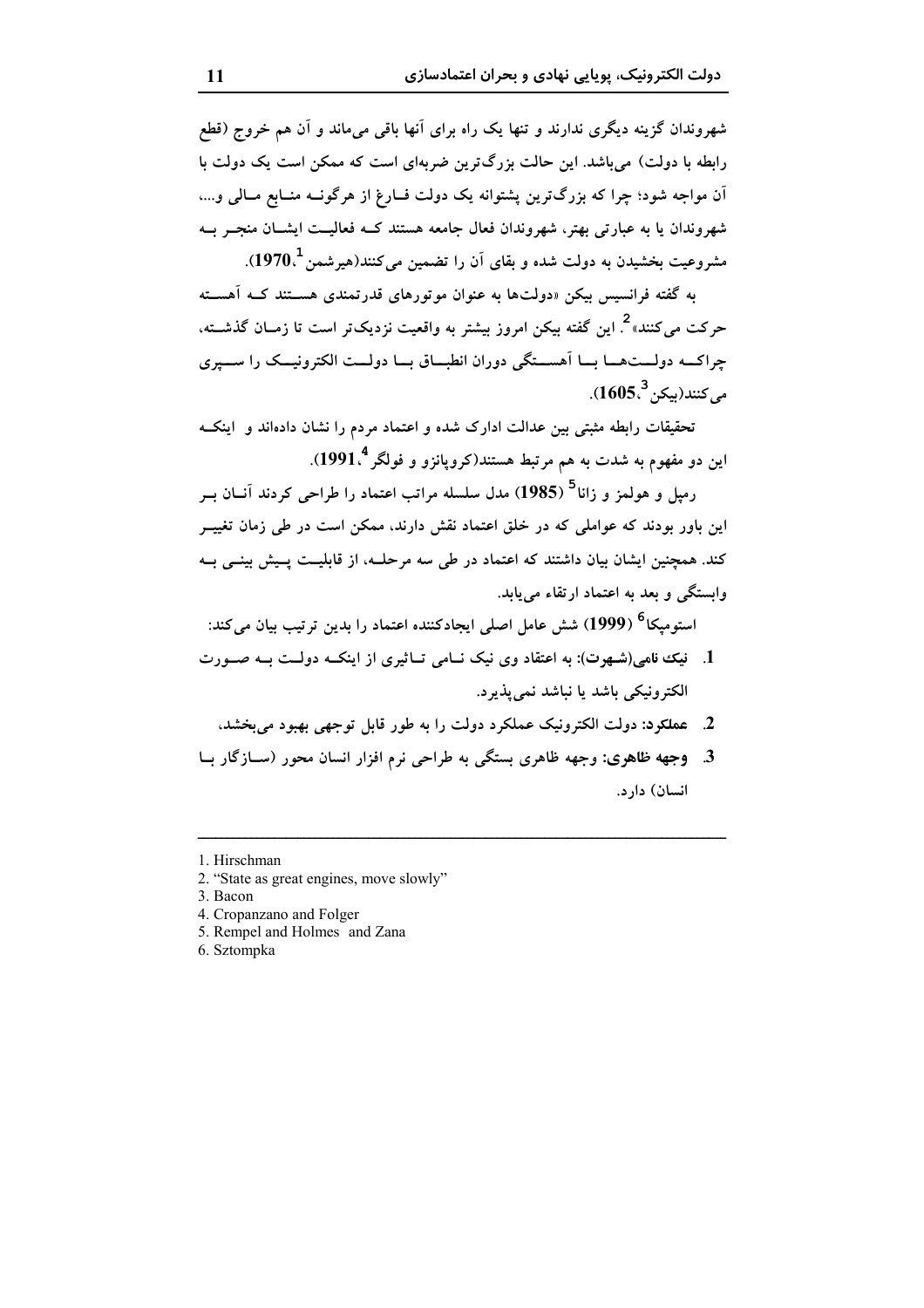شهروندان گزینه دیگری ندارند و تنها یک راه برای آنها باقی می‌ماند و آن هم خروج (قطع رابطه با دولت) می‌باشد. این حالت بزرگ‌ترین ضربه‌ای است که ممکن است یک دولت با آن مواجه شود؛ چرا که بزرگ‌ترین پشتوانه یک دولت فارغ از هرگونه منابع مالی و...، شهروندان یا به عبارتی بهتر، شهروندان فعال جامعه هستند که فعالیت ایشان منجر به مشروعیت بخشیدن به دولت شده و بقای آن را تضمین می‌کنند(هیرشمن[1]،**1970**).

به گفته فرانسیس بیکن «دولت‌ها به عنوان موتورهای قدرتمندی هستند که آهسته حرکت می‌کنند»[2]. این گفته بیکن امروز بیشتر به واقعیت نزدیک‌تر است تا زمان گذشته، چراکه دولت‌ها با آهستگی دوران انطباق با دولت الکترونیک را سپری می‌کنند(بیکن[3]،**1605**).

تحقیقات رابطه مثبتی بین عدالت ادارک شده و اعتماد مردم را نشان داده‌اند و اینکه این دو مفهوم به شدت به هم مرتبط هستند(کروپانزو و فولگر[4]،**1991**).

رمپل و هولمز و زانا[5] (**1985**) مدل سلسله مراتب اعتماد را طراحی کردند آنان بر این باور بودند که عواملی که در خلق اعتماد نقش دارند، ممکن است در طی زمان تغییر کند. همچنین ایشان بیان داشتند که اعتماد در طی سه مرحله، از قابلیت پیش بینی به وابستگی و بعد به اعتماد ارتقاء می‌یابد.

استومپکا[6] (**1999**) شش عامل اصلی ایجادکننده اعتماد را بدین ترتیب بیان می‌کند:

1. **نیک نامی(شهرت)**: به اعتقاد وی نیک نامی تاثیری از اینکه دولت به صورت الکترونیکی باشد یا نباشد نمی‌پذیرد.
2. **عملکرد**: دولت الکترونیک عملکرد دولت را به طور قابل توجهی بهبود می‌بخشد،
3. **وجهه ظاهری**: وجهه ظاهری بستگی به طراحی نرم افزار انسان محور (سازگار با انسان) دارد.

---

1. Hirschman
2. "State as great engines, move slowly"
3. Bacon
4. Cropanzano and Folger
5. Rempel and Holmes and Zana
6. Sztompka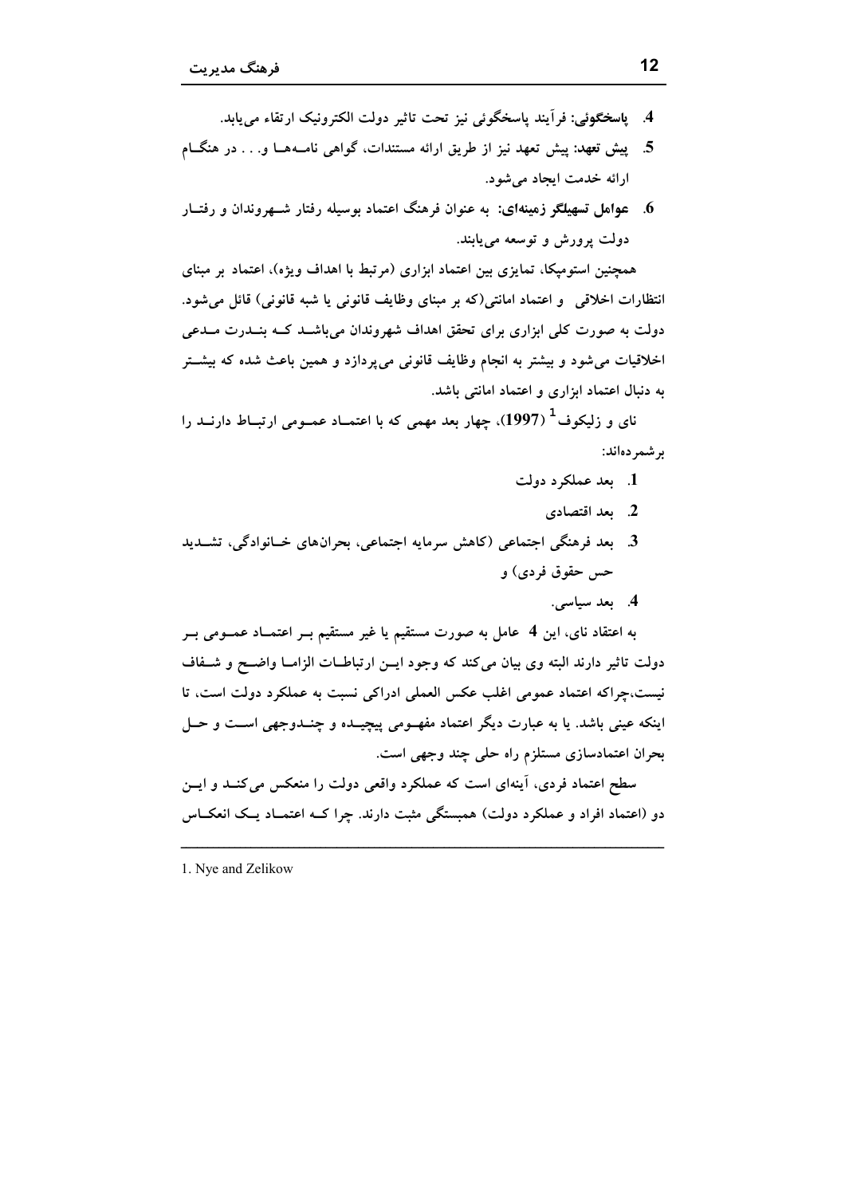4. **پاسخگوئی:** فرآیند پاسخگوئی نیز تحت تاثیر دولت الکترونیک ارتقاء می‌یابد.
5. **پیش تعهد:** پیش تعهد نیز از طریق ارائه مستندات، گواهی نامه‌ها و. . . در هنگام ارائه خدمت ایجاد می‌شود.
6. **عوامل تسهیلگر زمینه‌ای:** به عنوان فرهنگ اعتماد بوسیله رفتار شهروندان و رفتار دولت پرورش و توسعه می‌یابند.

همچنین استومپکا، تمایزی بین اعتماد ابزاری (مرتبط با اهداف ویژه)، اعتماد بر مبنای انتظارات اخلاقی و اعتماد امانتی(که بر مبنای وظایف قانونی یا شبه قانونی) قائل می‌شود. دولت به صورت کلی ابزاری برای تحقق اهداف شهروندان می‌باشد که بندرت مدعی اخلاقیات می‌شود و بیشتر به انجام وظایف قانونی می‌پردازد و همین باعث شده که بیشتر به دنبال اعتماد ابزاری و اعتماد امانتی باشد.

نای و زلیکوف[1] (1997)، چهار بعد مهمی که با اعتماد عمومی ارتباط دارند را برشمرده‌اند:

1. بعد عملکرد دولت
2. بعد اقتصادی
3. بعد فرهنگی اجتماعی (کاهش سرمایه اجتماعی، بحران‌های خانوادگی، تشدید حس حقوق فردی) و
4. بعد سیاسی.

به اعتقاد نای، این 4 عامل به صورت مستقیم یا غیر مستقیم بر اعتماد عمومی بر دولت تاثیر دارند البته وی بیان می‌کند که وجود این ارتباطات الزاما واضح و شفاف نیست،چراکه اعتماد عمومی اغلب عکس العملی ادراکی نسبت به عملکرد دولت است، تا اینکه عینی باشد. یا به عبارت دیگر اعتماد مفهومی پیچیده و چندوجهی است و حل بحران اعتمادسازی مستلزم راه حلی چند وجهی است.

سطح اعتماد فردی، آینه‌ای است که عملکرد واقعی دولت را منعکس می‌کند و این دو (اعتماد افراد و عملکرد دولت) همبستگی مثبت دارند. چرا که اعتماد یک انعکاس

---

1. Nye and Zelikow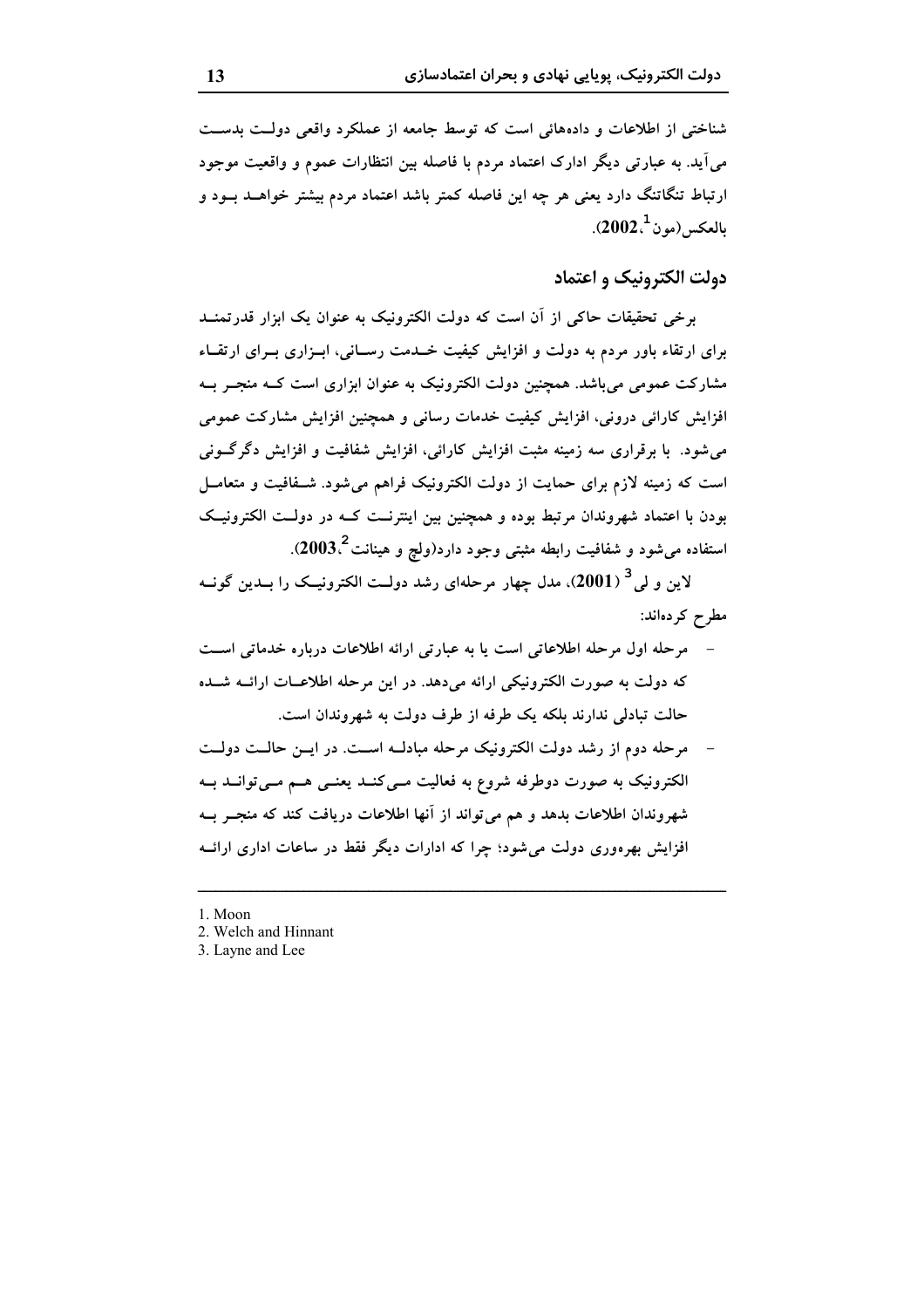شناختی از اطلاعات و داده‌هائی است که توسط جامعه از عملکرد واقعی دولت بدست می‌آید. به عبارتی دیگر ادارک اعتماد مردم با فاصله بین انتظارات عموم و واقعیت موجود ارتباط تنگاتنگ دارد یعنی هر چه این فاصله کمتر باشد اعتماد مردم بیشتر خواهد بود و بالعکس(مون[1]،2002).

## دولت الکترونیک و اعتماد

برخی تحقیقات حاکی از آن است که دولت الکترونیک به عنوان یک ابزار قدرتمند برای ارتقاء باور مردم به دولت و افزایش کیفیت خدمت رسانی، ابزاری برای ارتقاء مشارکت عمومی می‌باشد. همچنین دولت الکترونیک به عنوان ابزاری است که منجر به افزایش کارائی درونی، افزایش کیفیت خدمات رسانی و همچنین افزایش مشارکت عمومی می‌شود. با برقراری سه زمینه مثبت افزایش کارائی، افزایش شفافیت و افزایش دگرگونی است که زمینه لازم برای حمایت از دولت الکترونیک فراهم می‌شود. شفافیت و متعامل بودن با اعتماد شهروندان مرتبط بوده و همچنین بین اینترنت که در دولت الکترونیک استفاده می‌شود و شفافیت رابطه مثبتی وجود دارد(ولچ و هینانت[2]،2003).

لاین و لی[3] (2001)، مدل چهار مرحله‌ای رشد دولت الکترونیک را بدین گونه مطرح کرده‌اند:

- مرحله اول مرحله اطلاعاتی است یا به عبارتی ارائه اطلاعات درباره خدماتی است که دولت به صورت الکترونیکی ارائه می‌دهد. در این مرحله اطلاعات ارائه شده حالت تبادلی ندارند بلکه یک طرفه از طرف دولت به شهروندان است.
- مرحله دوم از رشد دولت الکترونیک مرحله مبادله است. در این حالت دولت الکترونیک به صورت دوطرفه شروع به فعالیت می‌کند یعنی هم می‌تواند به شهروندان اطلاعات بدهد و هم می‌تواند از آنها اطلاعات دریافت کند که منجر به افزایش بهره‌وری دولت می‌شود؛ چرا که ادارات دیگر فقط در ساعات اداری ارائه

---

1. Moon
2. Welch and Hinnant
3. Layne and Lee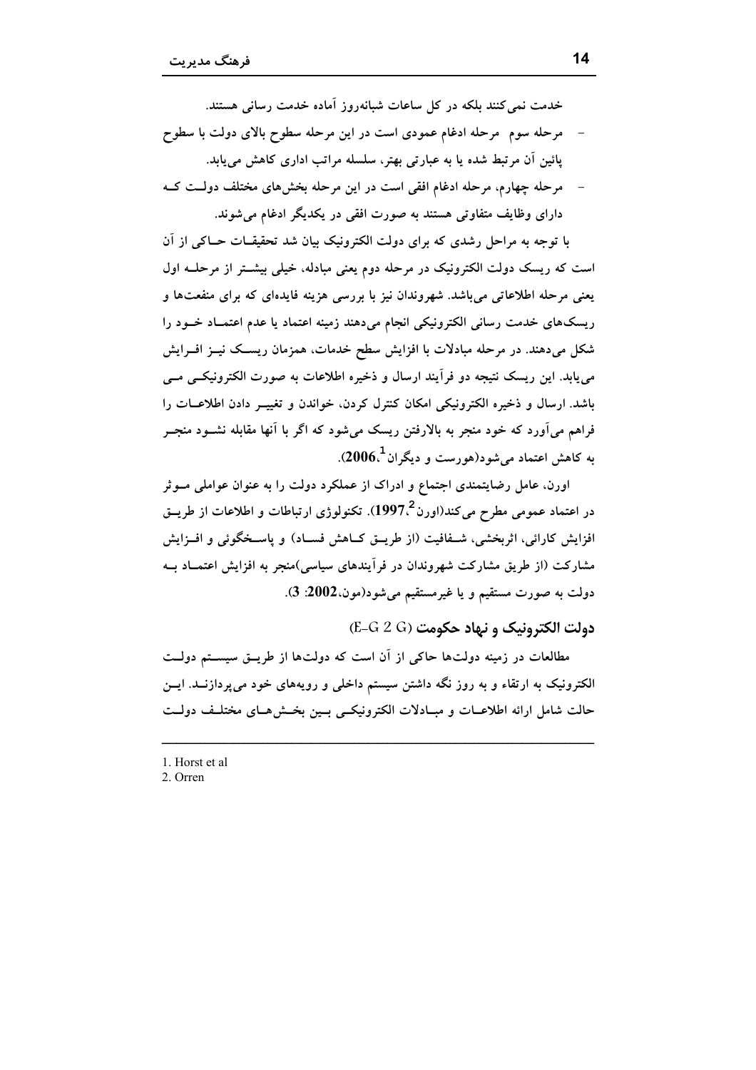خدمت نمی‌کنند بلکه در کل ساعات شبانه‌روز آماده خدمت رسانی هستند.

- مرحله سوم مرحله ادغام عمودی است در این مرحله سطوح بالای دولت با سطوح پائین آن مرتبط شده یا به عبارتی بهتر، سلسله مراتب اداری کاهش می‌یابد.
- مرحله چهارم، مرحله ادغام افقی است در این مرحله بخش‌های مختلف دولت که دارای وظایف متفاوتی هستند به صورت افقی در یکدیگر ادغام می‌شوند.

با توجه به مراحل رشدی که برای دولت الکترونیک بیان شد تحقیقات حاکی از آن است که ریسک دولت الکترونیک در مرحله دوم یعنی مبادله، خیلی بیشتر از مرحله اول یعنی مرحله اطلاعاتی می‌باشد. شهروندان نیز با بررسی هزینه فایده‌ای که برای منفعت‌ها و ریسک‌های خدمت رسانی الکترونیکی انجام می‌دهند زمینه اعتماد یا عدم اعتماد خود را شکل می‌دهند. در مرحله مبادلات با افزایش سطح خدمات، همزمان ریسک نیز افزایش می‌یابد. این ریسک نتیجه دو فرآیند ارسال و ذخیره اطلاعات به صورت الکترونیکی می باشد. ارسال و ذخیره الکترونیکی امکان کنترل کردن، خواندن و تغییر دادن اطلاعات را فراهم می‌آورد که خود منجر به بالارفتن ریسک می‌شود که اگر با آنها مقابله نشود منجر به کاهش اعتماد می‌شود(هورست و دیگران[1]، **2006**).

اورن، عامل رضایتمندی اجتماع و ادراک از عملکرد دولت را به عنوان عواملی موثر در اعتماد عمومی مطرح می‌کند(اورن[2]، **1997**). تکنولوژی ارتباطات و اطلاعات از طریق افزایش کارائی، اثربخشی، شفافیت (از طریق کاهش فساد) و پاسخگوئی و افزایش مشارکت (از طریق مشارکت شهروندان در فرآیندهای سیاسی)منجر به افزایش اعتماد به دولت به صورت مستقیم و یا غیرمستقیم می‌شود(مون، **2002**: **3**).

## دولت الکترونیک و نهاد حکومت (E-G 2 G)

مطالعات در زمینه دولت‌ها حاکی از آن است که دولت‌ها از طریق سیستم دولت الکترونیک به ارتقاء و به روز نگه داشتن سیستم داخلی و رویه‌های خود می‌پردازند. این حالت شامل ارائه اطلاعات و مبادلات الکترونیکی بین بخش‌های مختلف دولت

---

1. Horst et al
2. Orren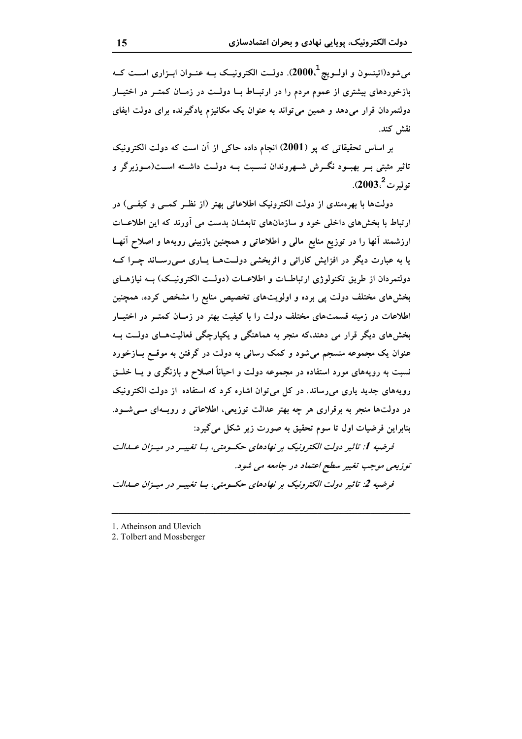می‌شود(اتینسون و اولـویچ [1]، **2000**). دولـت الکترونیـک بـه عنـوان ابـزاری اسـت کـه بازخوردهای بیشتری از عموم مردم را در ارتبـاط بـا دولـت در زمـان کمتـر در اختیـار دولتمردان قرار می‌دهد و همین می‌تواند به عنوان یک مکانیزم یادگیرنده برای دولت ایفای نقش کند.

بر اساس تحقیقاتی که پو (**2001**) انجام داده حاکی از آن است که دولت الکترونیک تاثیر مثبتی بـر بهبـود نگـرش شـهروندان نسـبت بـه دولـت داشـته اسـت(مـوزبرگر و تولبرت [2]، **2003**).

دولت‌ها با بهره‌مندی از دولت الکترونیک اطلاعاتی بهتر (از نظـر کمـی و کیفـی) در ارتباط با بخش‌های داخلی خود و سازمان‌های تابعشان بدست می آورند که این اطلاعـات ارزشمند آنها را در توزیع منابع مالی و اطلاعاتی و همچنین بازبینی رویه‌ها و اصلاح آنهـا یا به عبارت دیگر در افزایش کارائی و اثربخشی دولـت‌هـا یـاری مـی‌رسـاند چـرا کـه دولتمردان از طریق تکنولوژی ارتباطـات و اطلاعـات (دولـت الکترونیـک) بـه نیازهـای بخش‌های مختلف دولت پی برده و اولویت‌های تخصیص منابع را مشخص کرده، همچنین اطلاعات در زمینه قسمت‌های مختلف دولت را با کیفیت بهتر در زمـان کمتـر در اختیـار بخش‌های دیگر قرار می دهند،که منجر به هماهنگی و یکپارچگی فعالیت‌هـای دولـت بـه عنوان یک مجموعه منسجم می‌شود و کمک رسانی به دولت در گرفتن به موقـع بـازخورد نسبت به رویه‌های مورد استفاده در مجموعه دولت و احیاناً اصلاح و بازنگری و یـا خلـق رویه‌های جدید یاری می‌رساند. در کل می‌توان اشاره کرد که استفاده از دولت الکترونیک در دولت‌ها منجر به برقراری هر چه بهتر عدالت توزیعی، اطلاعاتی و رویـه‌ای مـی‌شـود. بنابراین فرضیات اول تا سوم تحقیق به صورت زیر شکل می‌گیرد:

*فرضیه **1**: تاثیر دولت الکترونیک بر نهادهای حکـومتی، بـا تغییـر در میـزان عـدالت توزیعی موجب تغییر سطح اعتماد در جامعه می شود.*

*فرضیه **2**: تاثیر دولت الکترونیک بر نهادهای حکـومتی، بـا تغییـر در میـزان عـدالت*

---

1. Atheinson and Ulevich
2. Tolbert and Mossberger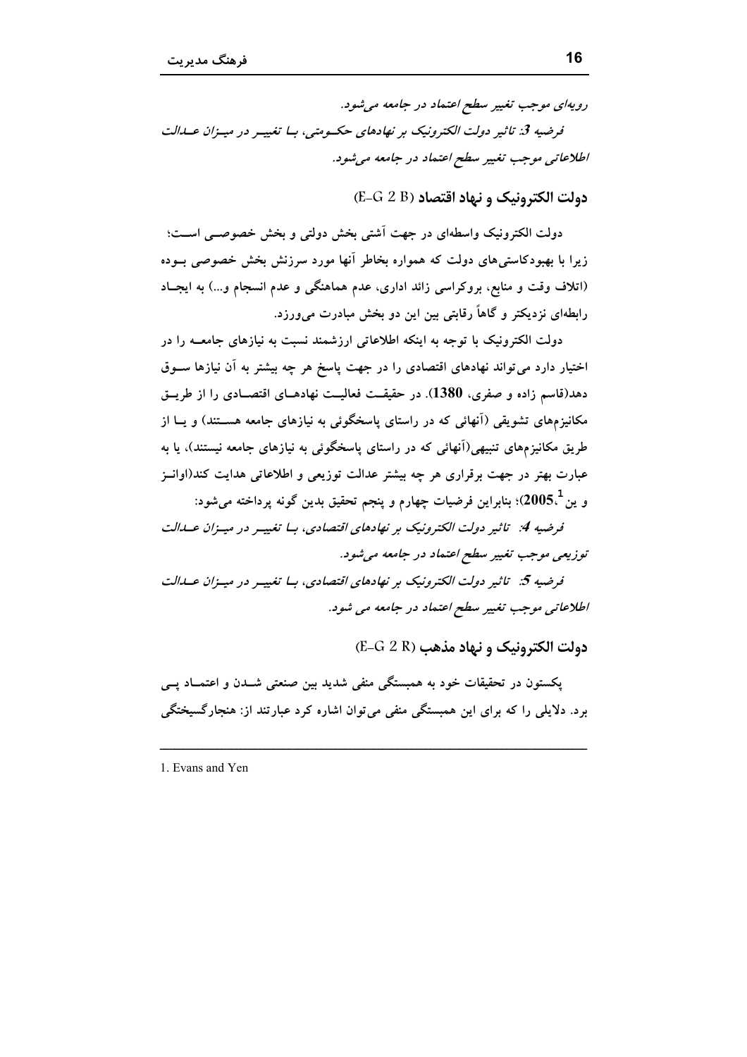*رویه‌ای موجب تغییر سطح اعتماد در جامعه می‌شود.*

*فرضیه 3: تاثیر دولت الکترونیک بر نهادهای حکـومتی، بـا تغییـر در میـزان عـدالت اطلاعاتی موجب تغییر سطح اعتماد در جامعه می‌شود.*

## دولت الکترونیک و نهاد اقتصاد (E-G 2 B)

دولت الکترونیک واسطه‌ای در جهت آشتی بخش دولتی و بخش خصوصـی اسـت؛ زیرا با بهبودکاستی‌های دولت که همواره بخاطر آنها مورد سرزنش بخش خصوصی بـوده (اتلاف وقت و منابع، بروکراسی زائد اداری، عدم هماهنگی و عدم انسجام و...) به ایجـاد رابطه‌ای نزدیکتر و گاهاً رقابتی بین این دو بخش مبادرت می‌ورزد.

دولت الکترونیک با توجه به اینکه اطلاعاتی ارزشمند نسبت به نیازهای جامعـه را در اختیار دارد می‌تواند نهادهای اقتصادی را در جهت پاسخ هر چه بیشتر به آن نیازها سـوق دهد(قاسم زاده و صفری، **1380**). در حقیقـت فعالیـت نهادهـای اقتصـادی را از طریـق مکانیزم‌های تشویقی (آنهائی که در راستای پاسخگوئی به نیازهای جامعه هسـتند) و یـا از طریق مکانیزم‌های تنبیهی(آنهائی که در راستای پاسخگوئی به نیازهای جامعه نیستند)، یا به عبارت بهتر در جهت برقراری هر چه بیشتر عدالت توزیعی و اطلاعاتی هدایت کند(اوانـز و ین[1]،**2005**)؛ بنابراین فرضیات چهارم و پنجم تحقیق بدین گونه پرداخته می‌شود:

*فرضیه 4: تاثیر دولت الکترونیک بر نهادهای اقتصادی، بـا تغییـر در میـزان عـدالت توزیعی موجب تغییر سطح اعتماد در جامعه می‌شود.*

*فرضیه 5: تاثیر دولت الکترونیک بر نهادهای اقتصادی، بـا تغییـر در میـزان عـدالت اطلاعاتی موجب تغییر سطح اعتماد در جامعه می شود.*

## دولت الکترونیک و نهاد مذهب (E-G 2 R)

پکستون در تحقیقات خود به همبستگی منفی شدید بین صنعتی شـدن و اعتمـاد پـی برد. دلایلی را که برای این همبستگی منفی می‌توان اشاره کرد عبارتند از: هنجارگسیختگی

---

1. Evans and Yen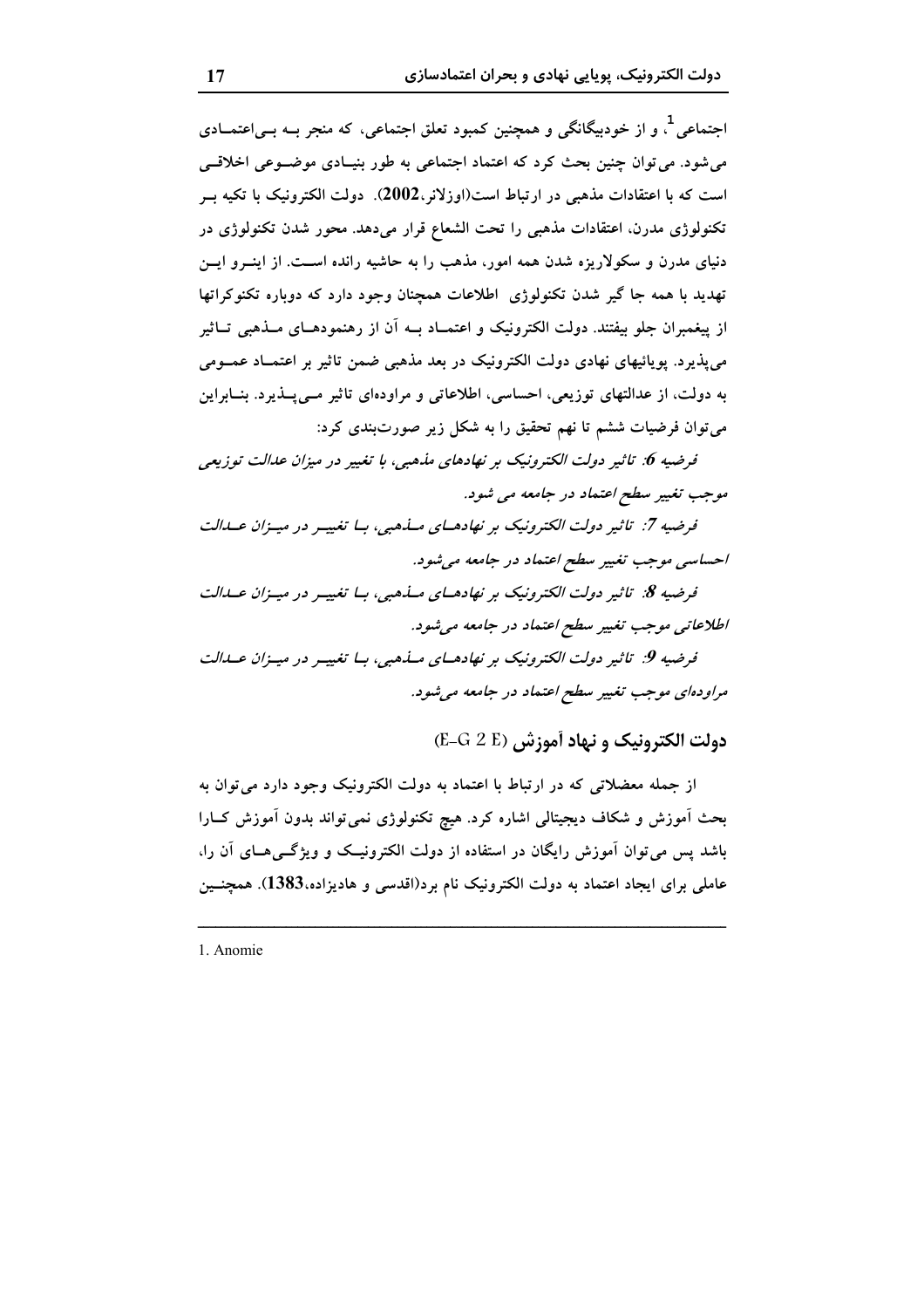اجتماعی[1]، و از خودبیگانگی و همچنین کمبود تعلق اجتماعی، که منجر بـه بـی‌اعتمـادی می‌شود. می‌توان چنین بحث کرد که اعتماد اجتماعی به طور بنیـادی موضـوعی اخلاقـی است که با اعتقادات مذهبی در ارتباط است(اوزلانر،**2002**). دولت الکترونیک با تکیه بـر تکنولوژی مدرن، اعتقادات مذهبی را تحت الشعاع قرار می‌دهد. محور شدن تکنولوژی در دنیای مدرن و سکولاریزه شدن همه امور، مذهب را به حاشیه رانده اسـت. از اینـرو ایـن تهدید با همه جا گیر شدن تکنولوژی اطلاعات همچنان وجود دارد که دوباره تکنوکراتها از پیغمبران جلو بیفتند. دولت الکترونیک و اعتمـاد بـه آن از رهنمودهـای مـذهبی تـاثیر می‌پذیرد. پویائیهای نهادی دولت الکترونیک در بعد مذهبی ضمن تاثیر بر اعتمـاد عمـومی به دولت، از عدالتهای توزیعی، احساسی، اطلاعاتی و مراوده‌ای تاثیر مـی‌پـذیرد. بنـابراین می‌توان فرضیات ششم تا نهم تحقیق را به شکل زیر صورت‌بندی کرد:

*فرضیه 6: تاثیر دولت الکترونیک بر نهادهای مذهبی، با تغییر در میزان عدالت توزیعی موجب تغییر سطح اعتماد در جامعه می شود.*

*فرضیه 7: تاثیر دولت الکترونیک بر نهادهـای مـذهبی، بـا تغییـر در میـزان عـدالت احساسی موجب تغییر سطح اعتماد در جامعه می‌شود.*

*فرضیه 8: تاثیر دولت الکترونیک بر نهادهـای مـذهبی، بـا تغییـر در میـزان عـدالت اطلاعاتی موجب تغییر سطح اعتماد در جامعه می‌شود.*

*فرضیه 9: تاثیر دولت الکترونیک بر نهادهـای مـذهبی، بـا تغییـر در میـزان عـدالت مراوده‌ای موجب تغییر سطح اعتماد در جامعه می‌شود.*

## دولت الکترونیک و نهاد آموزش (E-G 2 E)

از جمله معضلاتی که در ارتباط با اعتماد به دولت الکترونیک وجود دارد می‌توان به بحث آموزش و شکاف دیجیتالی اشاره کرد. هیچ تکنولوژی نمی‌تواند بدون آموزش کـارا باشد پس می‌توان آموزش رایگان در استفاده از دولت الکترونیـک و ویژگـی‌هـای آن را، عاملی برای ایجاد اعتماد به دولت الکترونیک نام برد(اقدسی و هادیزاده،**1383**). همچنـین

---

1. Anomie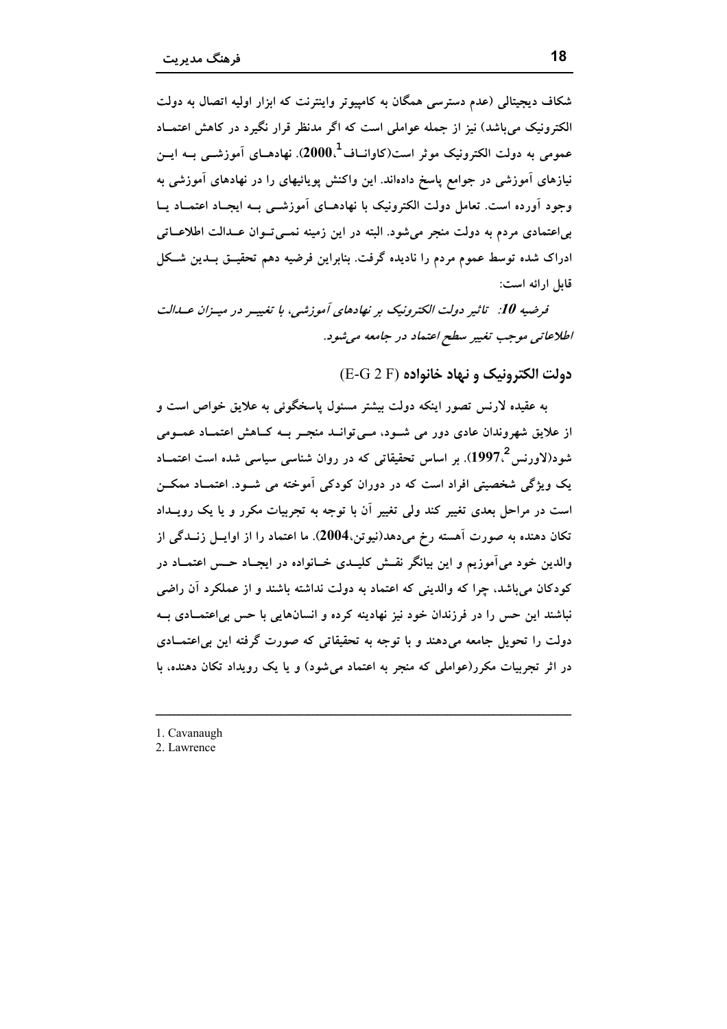شکاف دیجیتالی (عدم دسترسی همگان به کامپیوتر واینترنت که ابزار اولیه اتصال به دولت الکترونیک می‌باشد) نیز از جمله عواملی است که اگر مدنظر قرار نگیرد در کاهش اعتماد عمومی به دولت الکترونیک موثر است(کاوانـاف[1]،**2000**). نهادهـای آموزشـی بـه ایـن نیازهای آموزشی در جوامع پاسخ داده‌اند. این واکنش پویائیهای را در نهادهای آموزشی به وجود آورده است. تعامل دولت الکترونیک با نهادهـای آموزشـی بـه ایجـاد اعتمـاد یـا بی‌اعتمادی مردم به دولت منجر می‌شود. البته در این زمینه نمـی‌تـوان عـدالت اطلاعـاتی ادراک شده توسط عموم مردم را نادیده گرفت. بنابراین فرضیه دهم تحقیـق بـدین شـکل قابل ارائه است:

*فرضیه **10**: تاثیر دولت الکترونیک بر نهادهای آموزشی، با تغییـر در میـزان عـدالت اطلاعاتی موجب تغییر سطح اعتماد در جامعه می‌شود.*

### دولت الکترونیک و نهاد خانواده (E-G 2 F)

به عقیده لارنس تصور اینکه دولت بیشتر مسئول پاسخگوئی به علایق خواص است و از علایق شهروندان عادی دور می شـود، مـی‌توانـد منجـر بـه کـاهش اعتمـاد عمـومی شود(لاورنس[2]،**1997**). بر اساس تحقیقاتی که در روان شناسی سیاسی شده است اعتمـاد یک ویژگی شخصیتی افراد است که در دوران کودکی آموخته می شـود. اعتمـاد ممکـن است در مراحل بعدی تغییر کند ولی تغییر آن با توجه به تجربیات مکرر و یا یک رویـداد تکان دهنده به صورت آهسته رخ می‌دهد(نیوتن،**2004**). ما اعتماد را از اوایـل زنـدگی از والدین خود می‌آموزیم و این بیانگر نقـش کلیـدی خـانواده در ایجـاد حـس اعتمـاد در کودکان می‌باشد، چرا که والدینی که اعتماد به دولت نداشته باشند و از عملکرد آن راضی نباشند این حس را در فرزندان خود نیز نهادینه کرده و انسان‌هایی با حس بی‌اعتمـادی بـه دولت را تحویل جامعه می‌دهند و با توجه به تحقیقاتی که صورت گرفته این بی‌اعتمـادی در اثر تجربیات مکرر(عواملی که منجر به اعتماد می‌شود) و یا یک رویداد تکان دهنده، با

---

1. Cavanaugh
2. Lawrence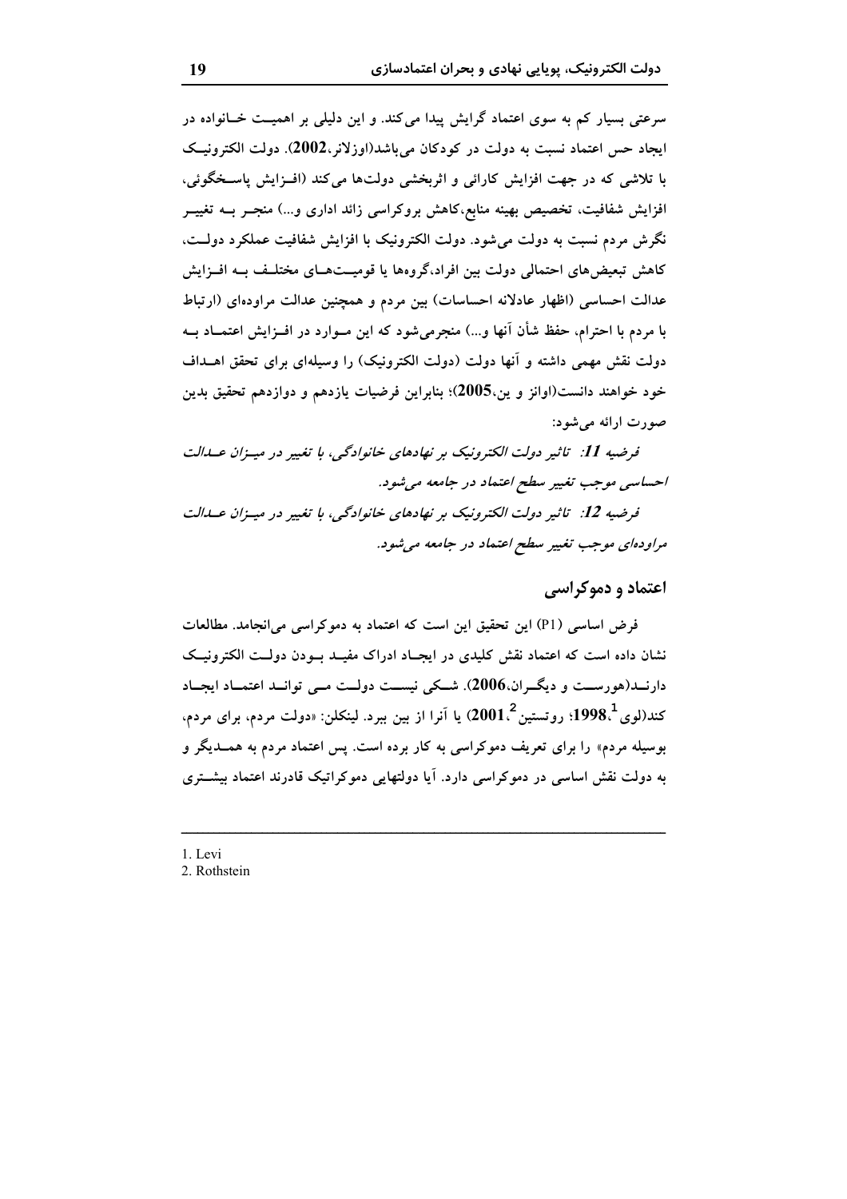سرعتی بسیار کم به سوی اعتماد گرایش پیدا می‌کند. و این دلیلی بر اهمیت خانواده در ایجاد حس اعتماد نسبت به دولت در کودکان می‌باشد(اوزلانر،**2002**). دولت الکترونیک با تلاشی که در جهت افزایش کارائی و اثربخشی دولت‌ها می‌کند (افزایش پاسخگوئی، افزایش شفافیت، تخصیص بهینه منابع،کاهش بروکراسی زائد اداری و...) منجر به تغییر نگرش مردم نسبت به دولت می‌شود. دولت الکترونیک با افزایش شفافیت عملکرد دولت، کاهش تبعیض‌های احتمالی دولت بین افراد،گروه‌ها یا قومیت‌های مختلف به افزایش عدالت احساسی (اظهار عادلانه احساسات) بین مردم و همچنین عدالت مراوده‌ای (ارتباط با مردم با احترام، حفظ شأن آنها و...) منجرمی‌شود که این موارد در افزایش اعتماد به دولت نقش مهمی داشته و آنها دولت (دولت الکترونیک) را وسیله‌ای برای تحقق اهداف خود خواهند دانست(اوانز و ین،**2005**)؛ بنابراین فرضیات یازدهم و دوازدهم تحقیق بدین صورت ارائه می‌شود:

*فرضیه **11**: تاثیر دولت الکترونیک بر نهادهای خانوادگی، با تغییر در میزان عدالت احساسی موجب تغییر سطح اعتماد در جامعه می‌شود.*

*فرضیه **12**: تاثیر دولت الکترونیک بر نهادهای خانوادگی، با تغییر در میزان عدالت مراوده‌ای موجب تغییر سطح اعتماد در جامعه می‌شود.*

## اعتماد و دموکراسی

فرض اساسی (P1) این تحقیق این است که اعتماد به دموکراسی می‌انجامد. مطالعات نشان داده است که اعتماد نقش کلیدی در ایجاد ادراک مفید بودن دولت الکترونیک دارند(هورست و دیگران،**2006**). شکی نیست دولت می‌ تواند اعتماد ایجاد کند(لوی[1]،**1998**؛ روتستین[2]،**2001**) یا آنرا از بین ببرد. لینکلن: «دولت مردم، برای مردم، بوسیله مردم» را برای تعریف دموکراسی به کار برده است. پس اعتماد مردم به همدیگر و به دولت نقش اساسی در دموکراسی دارد. آیا دولتهایی دموکراتیک قادرند اعتماد بیشتری

---

1. Levi
2. Rothstein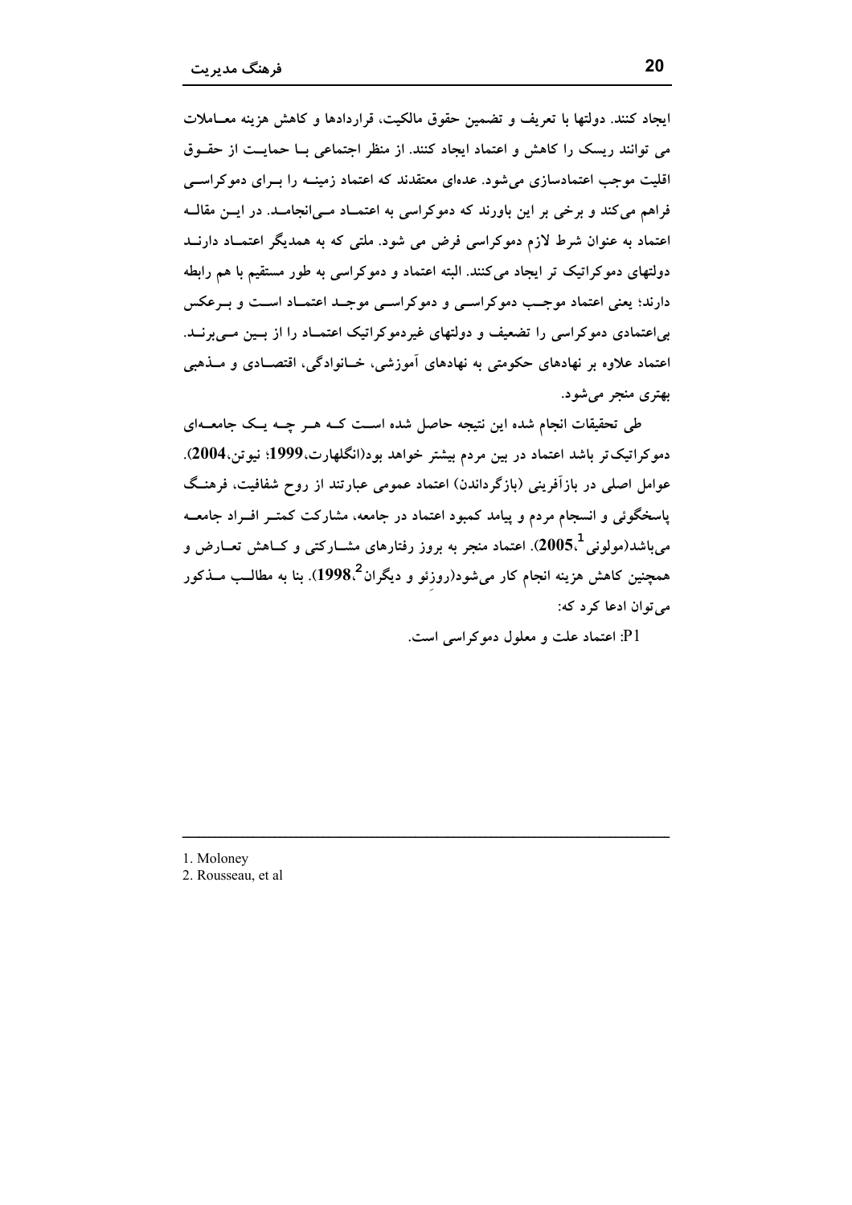ایجاد کنند. دولتها با تعریف و تضمین حقوق مالکیت، قراردادها و کاهش هزینه معـاملات می توانند ریسک را کاهش و اعتماد ایجاد کنند. از منظر اجتماعی بـا حمایـت از حقـوق اقلیت موجب اعتمادسازی می‌شود. عده‌ای معتقدند که اعتماد زمینـه را بـرای دموکراسـی فراهم می‌کند و برخی بر این باورند که دموکراسی به اعتمـاد مـی‌انجامـد. در ایـن مقالـه اعتماد به عنوان شرط لازم دموکراسی فرض می شود. ملتی که به همدیگر اعتمـاد دارنـد دولتهای دموکراتیک تر ایجاد می‌کنند. البته اعتماد و دموکراسی به طور مستقیم با هم رابطه دارند؛ یعنی اعتماد موجـب دموکراسـی و دموکراسـی موجـد اعتمـاد اسـت و بـرعکس بی‌اعتمادی دموکراسی را تضعیف و دولتهای غیردموکراتیک اعتمـاد را از بـین مـی‌برنـد. اعتماد علاوه بر نهادهای حکومتی به نهادهای آموزشی، خـانوادگی، اقتصـادی و مـذهبی بهتری منجر می‌شود.

طی تحقیقات انجام شده این نتیجه حاصل شده اسـت کـه هـر چـه یـک جامعـه‌ای دموکراتیک‌تر باشد اعتماد در بین مردم بیشتر خواهد بود(انگلهارت،**1999**؛ نیوتن،**2004**). عوامل اصلی در بازآفرینی (بازگرداندن) اعتماد عمومی عبارتند از روح شفافیت، فرهنـگ پاسخگوئی و انسجام مردم و پیامد کمبود اعتماد در جامعه، مشارکت کمتـر افـراد جامعـه می‌باشد(مولونی[1]،**2005**). اعتماد منجر به بروز رفتارهای مشـارکتی و کـاهش تعـارض و همچنین کاهش هزینه انجام کار می‌شود(روزئو و دیگران[2]،**1998**). بنا به مطالـب مـذکور می‌توان ادعا کرد که:

P1: اعتماد علت و معلول دموکراسی است.

---

1. Moloney
2. Rousseau, et al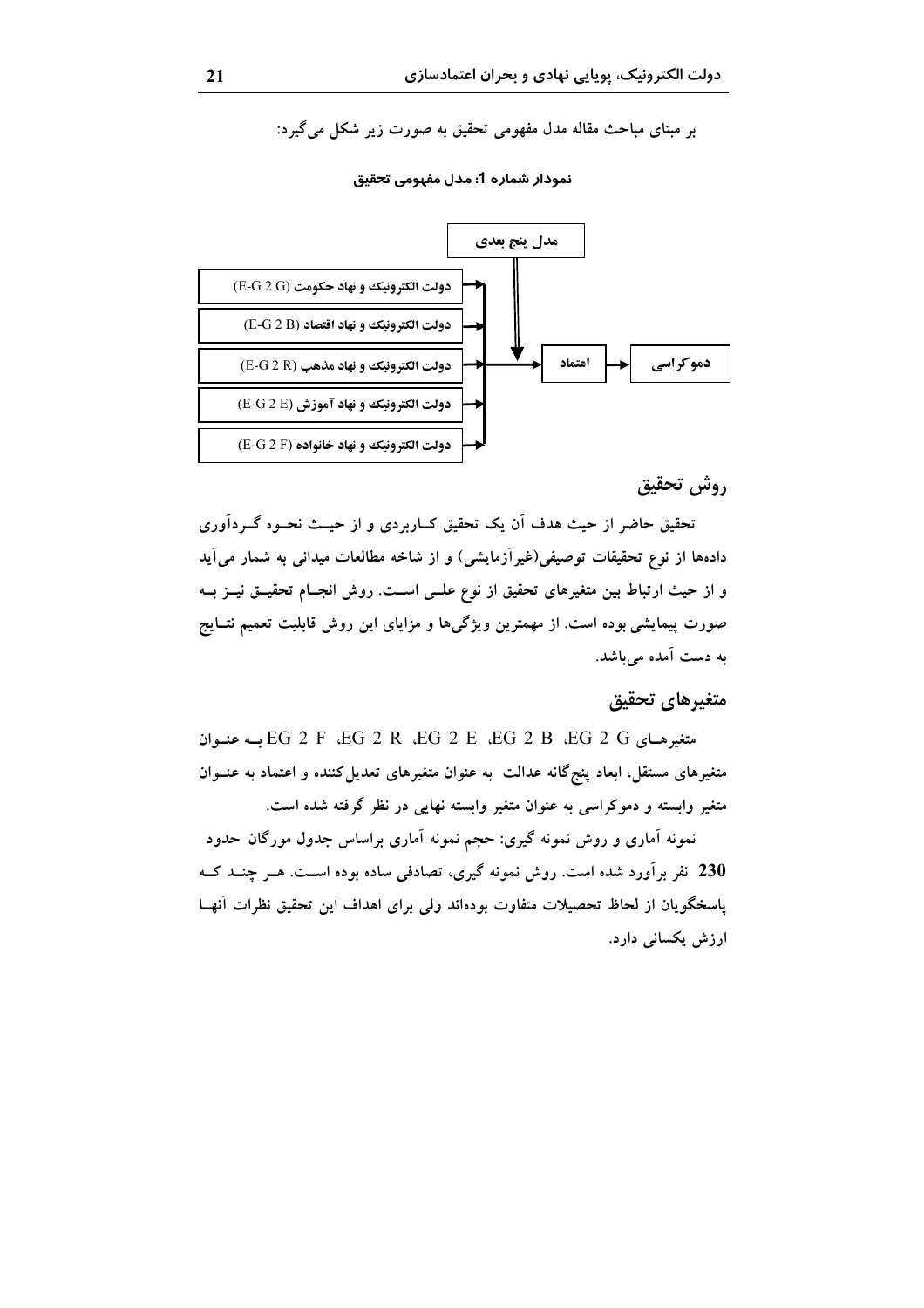بر مبنای مباحث مقاله مدل مفهومی تحقیق به صورت زیر شکل می‌گیرد:

**نمودار شماره 1: مدل مفهومی تحقیق**

مدل پنج بعدی

دولت الکترونیک و نهاد حکومت (E-G 2 G)

دولت الکترونیک و نهاد اقتصاد (E-G 2 B)

دولت الکترونیک و نهاد مذهب (E-G 2 R)

دولت الکترونیک و نهاد آموزش (E-G 2 E)

دولت الکترونیک و نهاد خانواده (E-G 2 F)

اعتماد

دموکراسی

## روش تحقیق

تحقیق حاضر از حیث هدف آن یک تحقیق کاربردی و از حیث نحوه گردآوری داده‌ها از نوع تحقیقات توصیفی(غیرآزمایشی) و از شاخه مطالعات میدانی به شمار می‌آید و از حیث ارتباط بین متغیرهای تحقیق از نوع علی است. روش انجام تحقیق نیز به صورت پیمایشی بوده است. از مهمترین ویژگی‌ها و مزایای این روش قابلیت تعمیم نتایج به دست آمده می‌باشد.

## متغیرهای تحقیق

متغیرهای EG 2 G ،EG 2 B ،EG 2 E ،EG 2 R ،EG 2 F به عنوان متغیرهای مستقل، ابعاد پنج‌گانه عدالت به عنوان متغیرهای تعدیل‌کننده و اعتماد به عنوان متغیر وابسته و دموکراسی به عنوان متغیر وابسته نهایی در نظر گرفته شده است.

نمونه آماری و روش نمونه گیری: حجم نمونه آماری براساس جدول مورگان حدود **230** نفر برآورد شده است. روش نمونه گیری، تصادفی ساده بوده است. هر چند که پاسخگویان از لحاظ تحصیلات متفاوت بوده‌اند ولی برای اهداف این تحقیق نظرات آنها ارزش یکسانی دارد.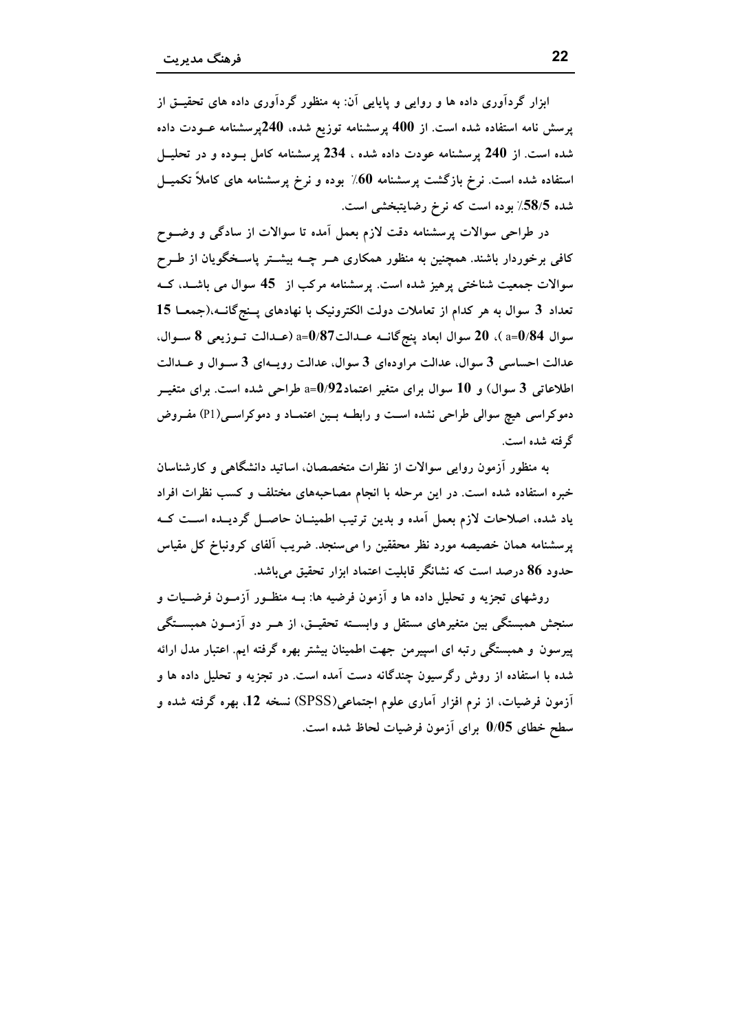**ابزار گردآوری داده ها و روایی و پایایی آن:** به منظور گردآوری داده های تحقیق از پرسش نامه استفاده شده است. از **400** پرسشنامه توزیع شده، **240**پرسشنامه عودت داده شده است. از **240** پرسشنامه عودت داده شده ، **234** پرسشنامه کامل بوده و در تحلیل استفاده شده است. نرخ بازگشت پرسشنامه **60**٪ بوده و نرخ پرسشنامه های کاملاً تکمیل شده **58/5**٪ بوده است که نرخ رضایتبخشی است.

در طراحی سوالات پرسشنامه دقت لازم بعمل آمده تا سوالات از سادگی و وضوح کافی برخوردار باشند. همچنین به منظور همکاری هر چه بیشتر پاسخگویان از طرح سوالات جمعیت شناختی پرهیز شده است. پرسشنامه مرکب از **45** سوال می باشد، که تعداد **3** سوال به هر کدام از تعاملات دولت الکترونیک با نهادهای پنج‌گانه،(جمعا **15** سوال **a=0/84** )، **20** سوال ابعاد پنج‌گانه عدالت**a=0/87** (عدالت توزیعی **8** سوال، عدالت احساسی **3** سوال، عدالت مراوده‌ای **3** سوال، عدالت رویه‌ای **3** سوال و عدالت اطلاعاتی **3** سوال) و **10** سوال برای متغیر اعتماد**a=0/92** طراحی شده است. برای متغیر دموکراسی هیچ سوالی طراحی نشده است و رابطه بین اعتماد و دموکراسی(P1) مفروض گرفته شده است.

به منظور آزمون روایی سوالات از نظرات متخصصان، اساتید دانشگاهی و کارشناسان خبره استفاده شده است. در این مرحله با انجام مصاحبه‌های مختلف و کسب نظرات افراد یاد شده، اصلاحات لازم بعمل آمده و بدین ترتیب اطمینان حاصل گردیده است که پرسشنامه همان خصیصه مورد نظر محققین را می‌سنجد. ضریب آلفای کرونباخ کل مقیاس حدود **86** درصد است که نشانگر قابلیت اعتماد ابزار تحقیق می‌باشد.

**روشهای تجزیه و تحلیل داده ها و آزمون فرضیه ها:** به منظور آزمون فرضیات و سنجش همبستگی بین متغیرهای مستقل و وابسته تحقیق، از هر دو آزمون همبستگی پیرسون و همبستگی رتبه ای اسپیرمن جهت اطمینان بیشتر بهره گرفته ایم. اعتبار مدل ارائه شده با استفاده از روش رگرسیون چندگانه دست آمده است. در تجزیه و تحلیل داده ها و آزمون فرضیات، از نرم افزار آماری علوم اجتماعی(SPSS) نسخه **12**، بهره گرفته شده و سطح خطای **0/05** برای آزمون فرضیات لحاظ شده است.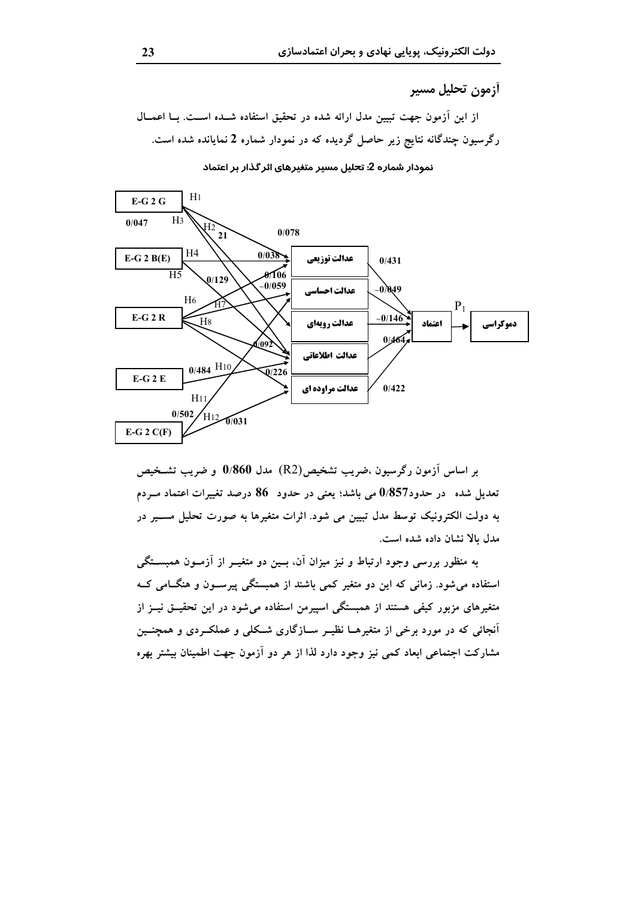## آزمون تحلیل مسیر

از این آزمون جهت تبیین مدل ارائه شده در تحقیق استفاده شـده اسـت. بـا اعمـال رگرسیون چندگانه نتایج زیر حاصل گردیده که در نمودار شماره 2 نمایانده شده است.

**نمودار شماره 2: تحلیل مسیر متغیرهای اثرگذار بر اعتماد**

E-G 2 G — H1 — H3 — H2 — 0/047 — 21 — 0/078
E-G 2 B(E) — H4 — H5 — 0/038 — 0/129 — 0/106 — -0/059
E-G 2 R — H6 — H7 — H8 — 0/092
E-G 2 E — 0/484 — H10 — 0/226
E-G 2 C(F) — H11 — 0/502 — H12 — 0/031

عدالت توزیعی — 0/431
عدالت احساسی — -0/049
عدالت رویه‌ای — -0/146
عدالت اطلاعاتی — 0/464
عدالت مراوده ای — 0/422

اعتماد — $P_1$ — دموکراسی

بر اساس آزمون رگرسیون ،ضریب تشخیص($R^2$) مدل **0/860** و ضریب تشـخیص تعدیل شده در حدود**0/857** می باشد؛ یعنی در حدود **86** درصد تغییرات اعتماد مـردم به دولت الکترونیک توسط مدل تبیین می شود. اثرات متغیرها به صورت تحلیل مسـیر در مدل بالا نشان داده شده است.

به منظور بررسی وجود ارتباط و نیز میزان آن، بـین دو متغیـر از آزمـون همبسـتگی استفاده می‌شود. زمانی که این دو متغیر کمی باشند از همبستگی پیرسـون و هنگـامی کـه متغیرهای مزبور کیفی هستند از همبستگی اسپیرمن استفاده می‌شود در این تحقیـق نیـز از آنجائی که در مورد برخی از متغیرهـا نظیـر سـازگاری شـکلی و عملکـردی و همچنـین مشارکت اجتماعی ابعاد کمی نیز وجود دارد لذا از هر دو آزمون جهت اطمینان بیشتر بهره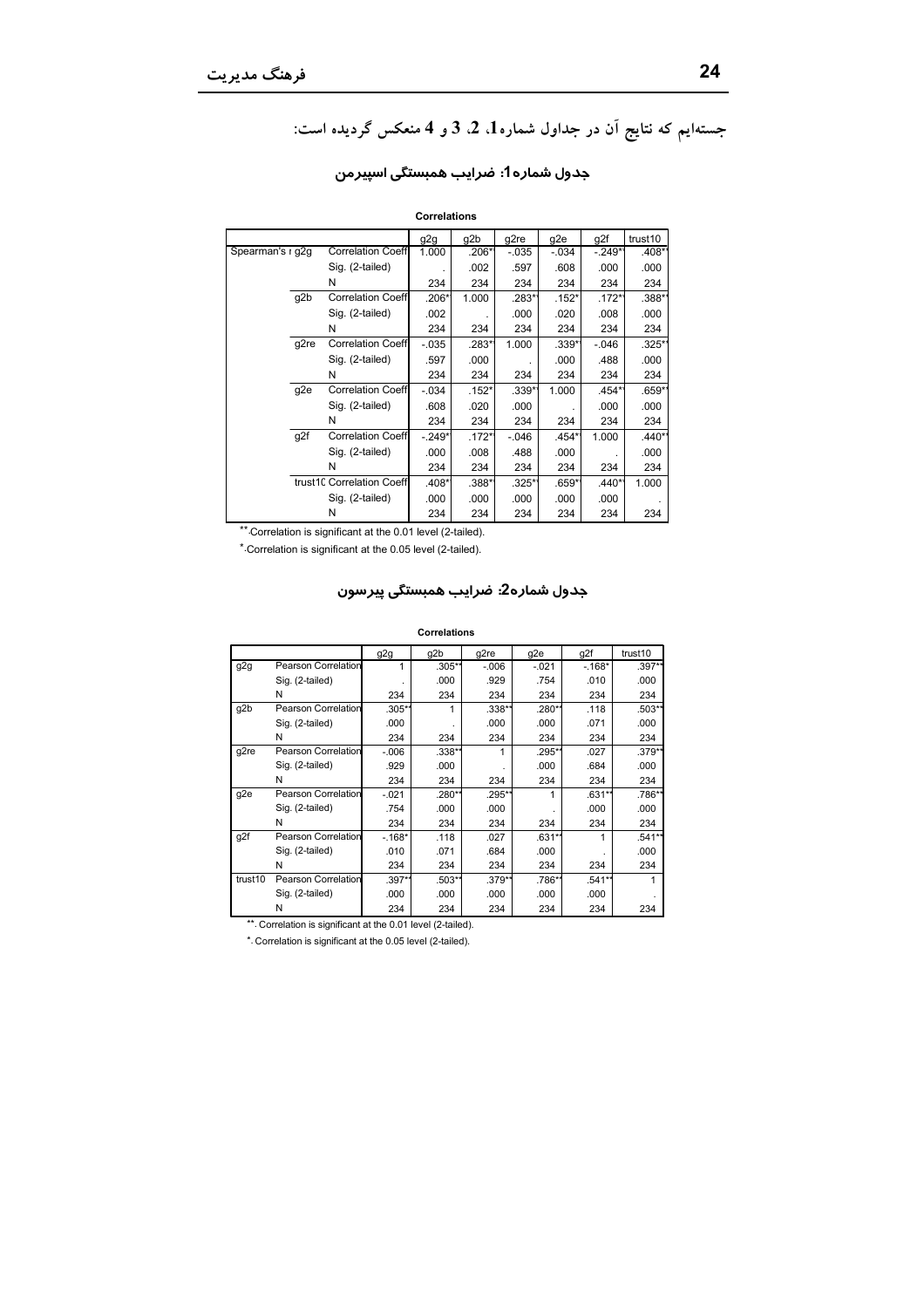جسته‌ایم که نتایج آن در جداول شماره 1، 2، 3 و 4 منعکس گردیده است:

### جدول شماره 1: ضرایب همبستگی اسپیرمن

**Correlations**

| | | | g2g | g2b | g2re | g2e | g2f | trust10 |
|---|---|---|---|---|---|---|---|---|
| Spearman's r | g2g | Correlation Coeff | 1.000 | .206** | -.035 | -.034 | -.249** | .408** |
| | | Sig. (2-tailed) | . | .002 | .597 | .608 | .000 | .000 |
| | | N | 234 | 234 | 234 | 234 | 234 | 234 |
| | g2b | Correlation Coeff | .206** | 1.000 | .283** | .152* | .172** | .388** |
| | | Sig. (2-tailed) | .002 | . | .000 | .020 | .008 | .000 |
| | | N | 234 | 234 | 234 | 234 | 234 | 234 |
| | g2re | Correlation Coeff | -.035 | .283** | 1.000 | .339** | -.046 | .325** |
| | | Sig. (2-tailed) | .597 | .000 | . | .000 | .488 | .000 |
| | | N | 234 | 234 | 234 | 234 | 234 | 234 |
| | g2e | Correlation Coeff | -.034 | .152* | .339** | 1.000 | .454** | .659** |
| | | Sig. (2-tailed) | .608 | .020 | .000 | . | .000 | .000 |
| | | N | 234 | 234 | 234 | 234 | 234 | 234 |
| | g2f | Correlation Coeff | -.249** | .172** | -.046 | .454** | 1.000 | .440** |
| | | Sig. (2-tailed) | .000 | .008 | .488 | .000 | . | .000 |
| | | N | 234 | 234 | 234 | 234 | 234 | 234 |
| | trust10 | Correlation Coeff | .408** | .388** | .325** | .659** | .440** | 1.000 |
| | | Sig. (2-tailed) | .000 | .000 | .000 | .000 | .000 | . |
| | | N | 234 | 234 | 234 | 234 | 234 | 234 |

**. Correlation is significant at the 0.01 level (2-tailed).

*. Correlation is significant at the 0.05 level (2-tailed).

### جدول شماره 2: ضرایب همبستگی پیرسون

**Correlations**

| | | g2g | g2b | g2re | g2e | g2f | trust10 |
|---|---|---|---|---|---|---|---|
| g2g | Pearson Correlation | 1 | .305** | -.006 | -.021 | -.168* | .397** |
| | Sig. (2-tailed) | . | .000 | .929 | .754 | .010 | .000 |
| | N | 234 | 234 | 234 | 234 | 234 | 234 |
| g2b | Pearson Correlation | .305** | 1 | .338** | .280** | .118 | .503** |
| | Sig. (2-tailed) | .000 | . | .000 | .000 | .071 | .000 |
| | N | 234 | 234 | 234 | 234 | 234 | 234 |
| g2re | Pearson Correlation | -.006 | .338** | 1 | .295** | .027 | .379** |
| | Sig. (2-tailed) | .929 | .000 | . | .000 | .684 | .000 |
| | N | 234 | 234 | 234 | 234 | 234 | 234 |
| g2e | Pearson Correlation | -.021 | .280** | .295** | 1 | .631** | .786** |
| | Sig. (2-tailed) | .754 | .000 | .000 | . | .000 | .000 |
| | N | 234 | 234 | 234 | 234 | 234 | 234 |
| g2f | Pearson Correlation | -.168* | .118 | .027 | .631** | 1 | .541** |
| | Sig. (2-tailed) | .010 | .071 | .684 | .000 | . | .000 |
| | N | 234 | 234 | 234 | 234 | 234 | 234 |
| trust10 | Pearson Correlation | .397** | .503** | .379** | .786** | .541** | 1 |
| | Sig. (2-tailed) | .000 | .000 | .000 | .000 | .000 | . |
| | N | 234 | 234 | 234 | 234 | 234 | 234 |

**. Correlation is significant at the 0.01 level (2-tailed).

*. Correlation is significant at the 0.05 level (2-tailed).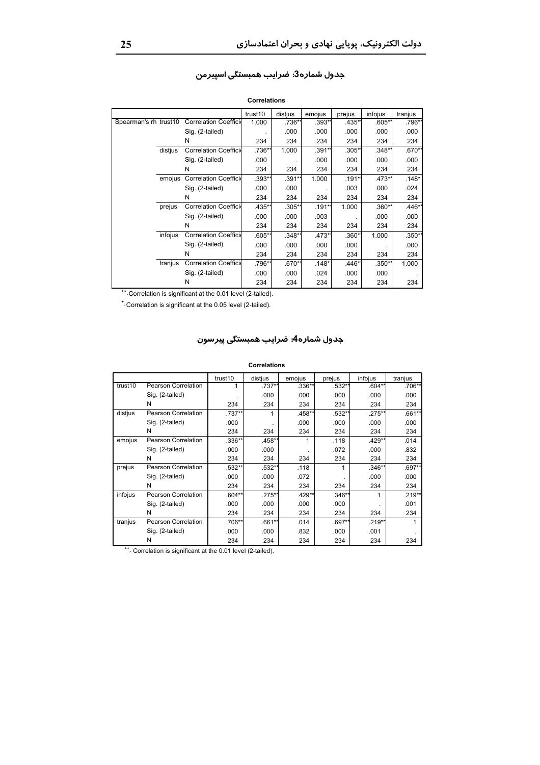### جدول شماره3: ضرایب همبستگی اسپیرمن

**Correlations**

| | | | trust10 | distjus | emojus | prejus | infojus | tranjus |
|---|---|---|---|---|---|---|---|---|
| Spearman's rho | trust10 | Correlation Coefficient | 1.000 | .736** | .393** | .435** | .605** | .796** |
| | | Sig. (2-tailed) | . | .000 | .000 | .000 | .000 | .000 |
| | | N | 234 | 234 | 234 | 234 | 234 | 234 |
| | distjus | Correlation Coefficient | .736** | 1.000 | .391** | .305** | .348** | .670** |
| | | Sig. (2-tailed) | .000 | . | .000 | .000 | .000 | .000 |
| | | N | 234 | 234 | 234 | 234 | 234 | 234 |
| | emojus | Correlation Coefficient | .393** | .391** | 1.000 | .191** | .473** | .148* |
| | | Sig. (2-tailed) | .000 | .000 | . | .003 | .000 | .024 |
| | | N | 234 | 234 | 234 | 234 | 234 | 234 |
| | prejus | Correlation Coefficient | .435** | .305** | .191** | 1.000 | .360** | .446** |
| | | Sig. (2-tailed) | .000 | .000 | .003 | . | .000 | .000 |
| | | N | 234 | 234 | 234 | 234 | 234 | 234 |
| | infojus | Correlation Coefficient | .605** | .348** | .473** | .360** | 1.000 | .350** |
| | | Sig. (2-tailed) | .000 | .000 | .000 | .000 | . | .000 |
| | | N | 234 | 234 | 234 | 234 | 234 | 234 |
| | tranjus | Correlation Coefficient | .796** | .670** | .148* | .446** | .350** | 1.000 |
| | | Sig. (2-tailed) | .000 | .000 | .024 | .000 | .000 | . |
| | | N | 234 | 234 | 234 | 234 | 234 | 234 |

**. Correlation is significant at the 0.01 level (2-tailed).

*. Correlation is significant at the 0.05 level (2-tailed).

### جدول شماره4: ضرایب همبستگی پیرسون

**Correlations**

| | | trust10 | distjus | emojus | prejus | infojus | tranjus |
|---|---|---|---|---|---|---|---|
| trust10 | Pearson Correlation | 1 | .737** | .336** | .532** | .604** | .706** |
| | Sig. (2-tailed) | . | .000 | .000 | .000 | .000 | .000 |
| | N | 234 | 234 | 234 | 234 | 234 | 234 |
| distjus | Pearson Correlation | .737** | 1 | .458** | .532** | .275** | .661** |
| | Sig. (2-tailed) | .000 | . | .000 | .000 | .000 | .000 |
| | N | 234 | 234 | 234 | 234 | 234 | 234 |
| emojus | Pearson Correlation | .336** | .458** | 1 | .118 | .429** | .014 |
| | Sig. (2-tailed) | .000 | .000 | . | .072 | .000 | .832 |
| | N | 234 | 234 | 234 | 234 | 234 | 234 |
| prejus | Pearson Correlation | .532** | .532** | .118 | 1 | .346** | .697** |
| | Sig. (2-tailed) | .000 | .000 | .072 | . | .000 | .000 |
| | N | 234 | 234 | 234 | 234 | 234 | 234 |
| infojus | Pearson Correlation | .604** | .275** | .429** | .346** | 1 | .219** |
| | Sig. (2-tailed) | .000 | .000 | .000 | .000 | . | .001 |
| | N | 234 | 234 | 234 | 234 | 234 | 234 |
| tranjus | Pearson Correlation | .706** | .661** | .014 | .697** | .219** | 1 |
| | Sig. (2-tailed) | .000 | .000 | .832 | .000 | .001 | . |
| | N | 234 | 234 | 234 | 234 | 234 | 234 |

**. Correlation is significant at the 0.01 level (2-tailed).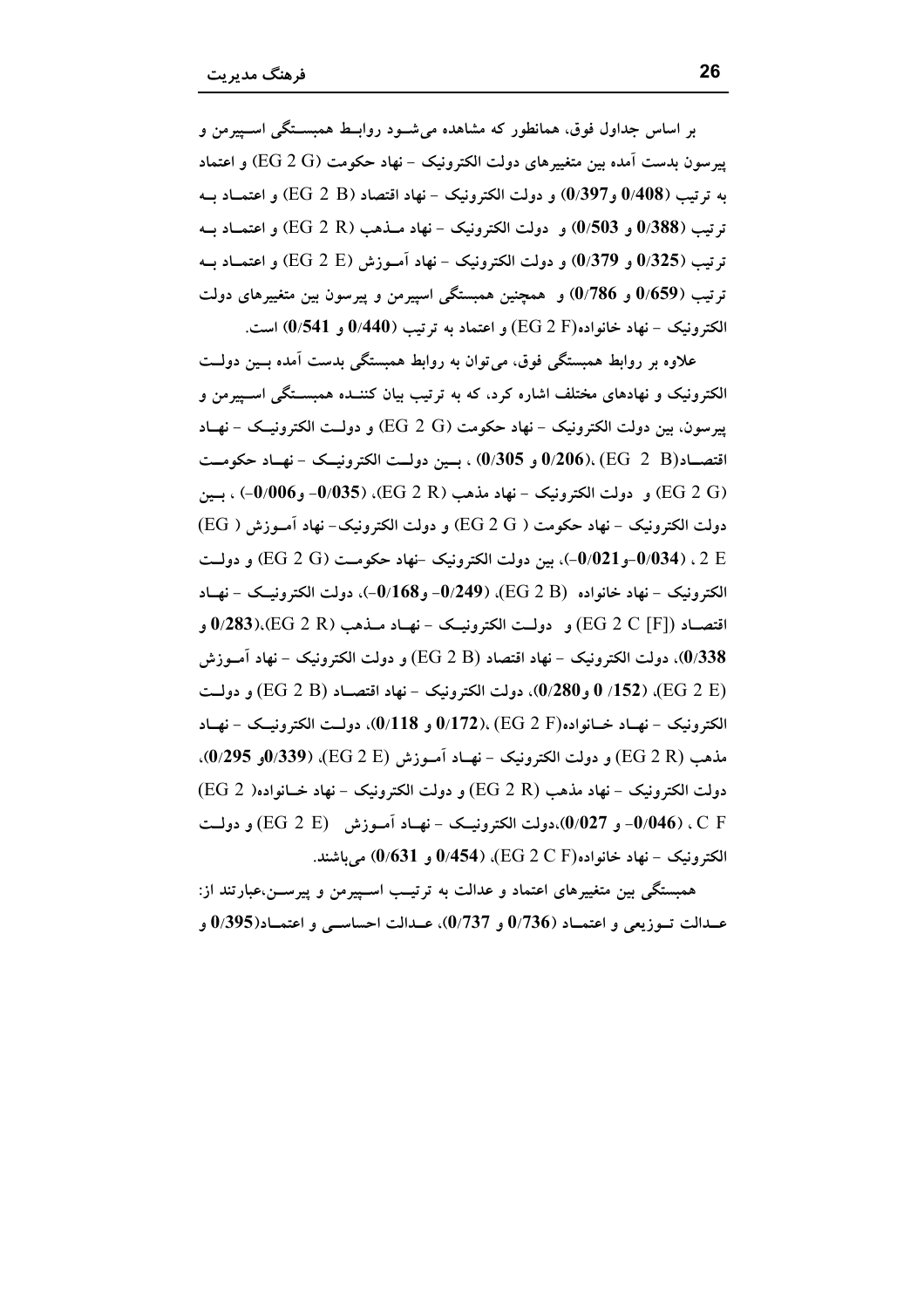بر اساس جداول فوق، همانطور که مشاهده می‌شود روابط همبستگی اسپیرمن و پیرسون بدست آمده بین متغییرهای دولت الکترونیک - نهاد حکومت (EG 2 G) و اعتماد به ترتیب (**0/408** و**0/397**) و دولت الکترونیک - نهاد اقتصاد (EG 2 B) و اعتماد به ترتیب (**0/388** و **0/503**) و دولت الکترونیک - نهاد مذهب (EG 2 R) و اعتماد به ترتیب (**0/325** و **0/379**) و دولت الکترونیک - نهاد آموزش (EG 2 E) و اعتماد به ترتیب (**0/659** و **0/786**) و همچنین همبستگی اسپیرمن و پیرسون بین متغییرهای دولت الکترونیک - نهاد خانواده(EG 2 F) و اعتماد به ترتیب (**0/440** و **0/541**) است.

علاوه بر روابط همبستگی فوق، می‌توان به روابط همبستگی بدست آمده بین دولت الکترونیک و نهادهای مختلف اشاره کرد، که به ترتیب بیان کننده همبستگی اسپیرمن و پیرسون، بین دولت الکترونیک - نهاد حکومت (EG 2 G) و دولت الکترونیک - نهاد اقتصاد(EG 2 B)، (**0/206** و **0/305**) ، بین دولت الکترونیک - نهاد حکومت (EG 2 G) و دولت الکترونیک - نهاد مذهب (EG 2 R)، (**0/035-** و**0/006-**) ، بین دولت الکترونیک - نهاد حکومت ( EG 2 G) و دولت الکترونیک- نهاد آموزش ( EG 2 E) ، (**0/034-**و**0/021-**)، بین دولت الکترونیک -نهاد حکومت (EG 2 G) و دولت الکترونیک - نهاد خانواده (EG 2 B)، (**0/249-** و**0/168-**)، دولت الکترونیک - نهاد اقتصاد (EG 2 C [F]) و دولت الکترونیک - نهاد مذهب (EG 2 R)،(**0/283** و **0/338**)، دولت الکترونیک - نهاد اقتصاد (EG 2 B) و دولت الکترونیک - نهاد آموزش (EG 2 E)، (**152/ 0** و**0/280**)، دولت الکترونیک - نهاد اقتصاد (EG 2 B) و دولت الکترونیک - نهاد خانواده(EG 2 F) ،(**0/172** و **0/118**)، دولت الکترونیک - نهاد مذهب (EG 2 R) و دولت الکترونیک - نهاد آموزش (EG 2 E)، (**0/339**و **0/295**)، دولت الکترونیک - نهاد مذهب (EG 2 R) و دولت الکترونیک - نهاد خانواده( EG 2 C F) ، (**0/046-** و **0/027**)،دولت الکترونیک - نهاد آموزش (EG 2 E) و دولت الکترونیک - نهاد خانواده(EG 2 C F)، (**0/454** و **0/631**) می‌باشند.

همبستگی بین متغیرهای اعتماد و عدالت به ترتیب اسپیرمن و پیرسن،عبارتند از: عدالت توزیعی و اعتماد (**0/736** و **0/737**)، عدالت احساسی و اعتماد(**0/395** و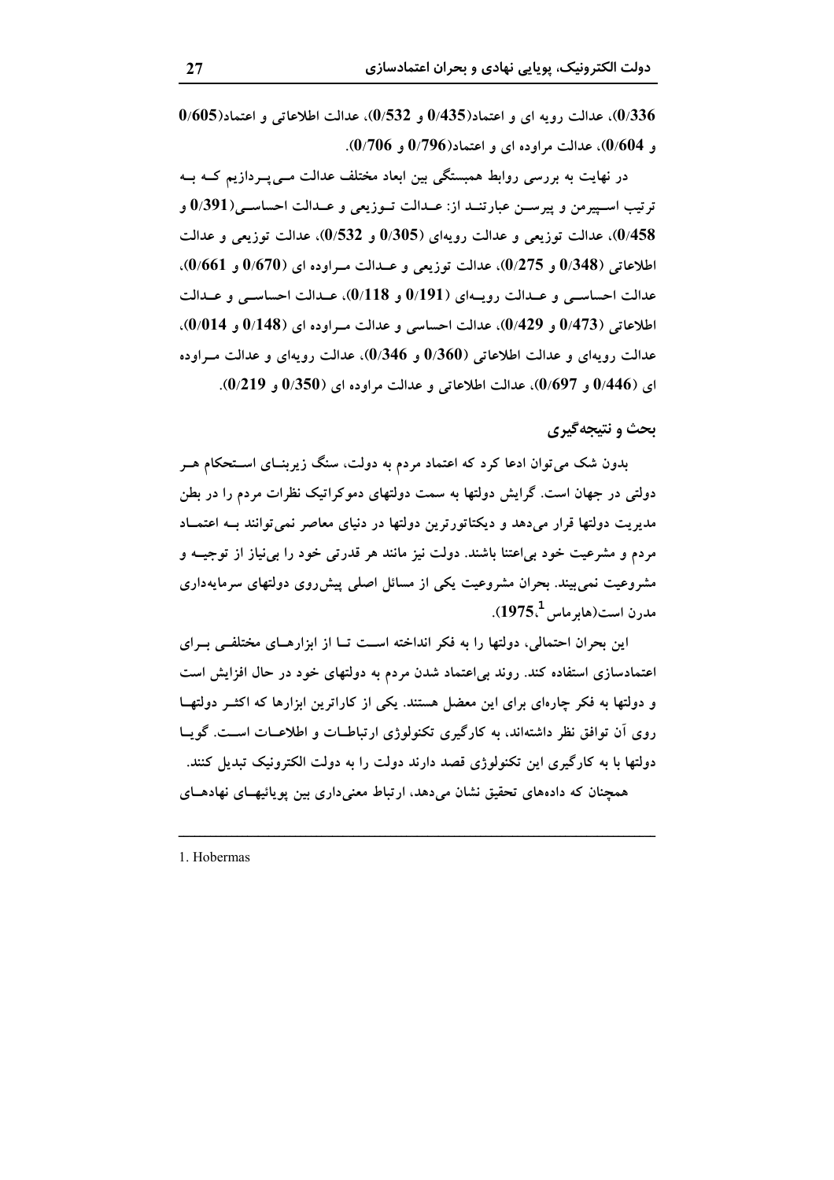0/336)، عدالت رویه ای و اعتماد(0/435 و 0/532)، عدالت اطلاعاتی و اعتماد(0/605 و 0/604)، عدالت مراوده ای و اعتماد(0/796 و 0/706).

در نهایت به بررسی روابط همبستگی بین ابعاد مختلف عدالت می‌پردازیم که به ترتیب اسپیرمن و پیرسن عبارتند از: عدالت توزیعی و عدالت احساسی(0/391 و 0/458)، عدالت توزیعی و عدالت رویه‌ای (0/305 و 0/532)، عدالت توزیعی و عدالت اطلاعاتی (0/348 و 0/275)، عدالت توزیعی و عدالت مراوده ای (0/670 و 0/661)، عدالت احساسی و عدالت رویه‌ای (0/191 و 0/118)، عدالت احساسی و عدالت اطلاعاتی (0/473 و 0/429)، عدالت احساسی و عدالت مراوده ای (0/148 و 0/014)، عدالت رویه‌ای و عدالت اطلاعاتی (0/360 و 0/346)، عدالت رویه‌ای و عدالت مراوده ای (0/446 و 0/697)، عدالت اطلاعاتی و عدالت مراوده ای (0/350 و 0/219).

## بحث و نتیجه‌گیری

بدون شک می‌توان ادعا کرد که اعتماد مردم به دولت، سنگ زیربنای استحکام هر دولتی در جهان است. گرایش دولتها به سمت دولتهای دموکراتیک نظرات مردم را در بطن مدیریت دولتها قرار می‌دهد و دیکتاتورترین دولتها در دنیای معاصر نمی‌توانند به اعتماد مردم و مشروعیت خود بی‌اعتنا باشند. دولت نیز مانند هر قدرتی خود را بی‌نیاز از توجیه و مشروعیت نمی‌بیند. بحران مشروعیت یکی از مسائل اصلی پیش‌روی دولتهای سرمایه‌داری مدرن است(هابرماس[1]،1975).

این بحران احتمالی، دولتها را به فکر انداخته است تا از ابزارهای مختلفی برای اعتمادسازی استفاده کند. روند بی‌اعتماد شدن مردم به دولتهای خود در حال افزایش است و دولتها به فکر چاره‌ای برای این معضل هستند. یکی از کاراترین ابزارها که اکثر دولتها روی آن توافق نظر داشته‌اند، به کارگیری تکنولوژی ارتباطات و اطلاعات است. گویا دولتها با به کارگیری این تکنولوژی قصد دارند دولت را به دولت الکترونیک تبدیل کنند.

همچنان که داده‌های تحقیق نشان می‌دهد، ارتباط معنی‌داری بین پویائیهای نهادهای

---

1. Hobermas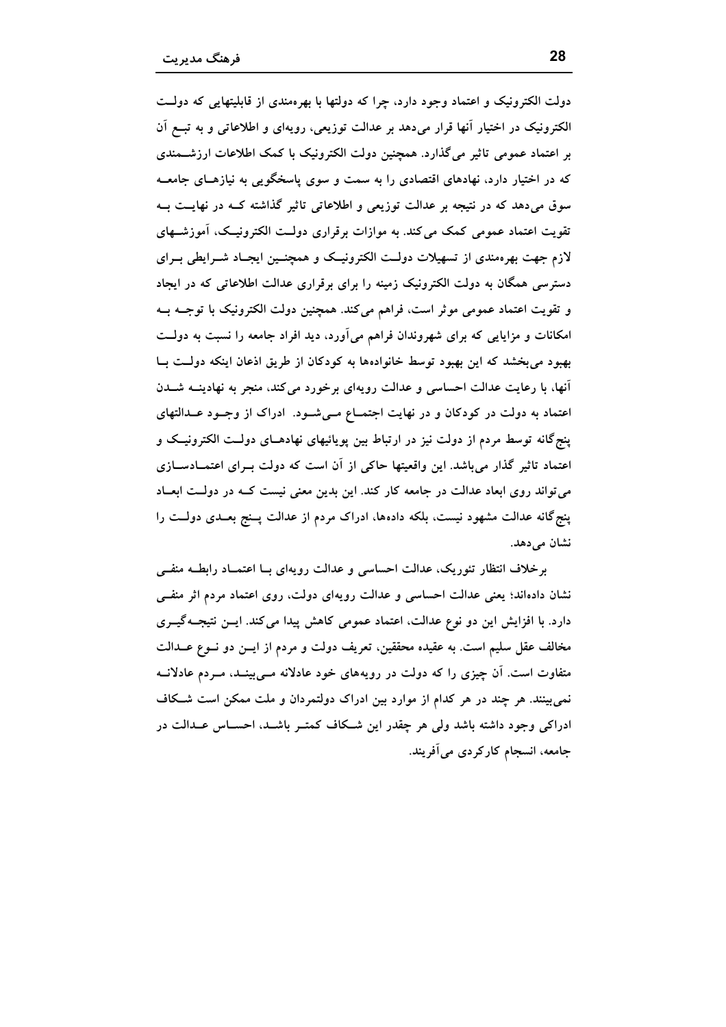دولت الکترونیک و اعتماد وجود دارد، چرا که دولتها با بهره‌مندی از قابلیتهایی که دولت الکترونیک در اختیار آنها قرار می‌دهد بر عدالت توزیعی، رویه‌ای و اطلاعاتی و به تبع آن بر اعتماد عمومی تاثیر می‌گذارد. همچنین دولت الکترونیک با کمک اطلاعات ارزشمندی که در اختیار دارد، نهادهای اقتصادی را به سمت و سوی پاسخگویی به نیازهای جامعه سوق می‌دهد که در نتیجه بر عدالت توزیعی و اطلاعاتی تاثیر گذاشته که در نهایت به تقویت اعتماد عمومی کمک می‌کند. به موازات برقراری دولت الکترونیک، آموزشهای لازم جهت بهره‌مندی از تسهیلات دولت الکترونیک و همچنین ایجاد شرایطی برای دسترسی همگان به دولت الکترونیک زمینه را برای برقراری عدالت اطلاعاتی که در ایجاد و تقویت اعتماد عمومی موثر است، فراهم می‌کند. همچنین دولت الکترونیک با توجه به امکانات و مزایایی که برای شهروندان فراهم می‌آورد، دید افراد جامعه را نسبت به دولت بهبود می‌بخشد که این بهبود توسط خانواده‌ها به کودکان از طریق اذعان اینکه دولت با آنها، با رعایت عدالت احساسی و عدالت رویه‌ای برخورد می‌کند، منجر به نهادینه شدن اعتماد به دولت در کودکان و در نهایت اجتماع می‌شود. ادراک از وجود عدالتهای پنج‌گانه توسط مردم از دولت نیز در ارتباط بین پویائیهای نهادهای دولت الکترونیک و اعتماد تاثیر گذار می‌باشد. این واقعیتها حاکی از آن است که دولت برای اعتمادسازی می‌تواند روی ابعاد عدالت در جامعه کار کند. این بدین معنی نیست که در دولت ابعاد پنج‌گانه عدالت مشهود نیست، بلکه داده‌ها، ادراک مردم از عدالت پنج بعدی دولت را نشان می‌دهد.

برخلاف انتظار تئوریک، عدالت احساسی و عدالت رویه‌ای با اعتماد رابطه منفی نشان داده‌اند؛ یعنی عدالت احساسی و عدالت رویه‌ای دولت، روی اعتماد مردم اثر منفی دارد. با افزایش این دو نوع عدالت، اعتماد عمومی کاهش پیدا می‌کند. این نتیجه‌گیری مخالف عقل سلیم است. به عقیده محققین، تعریف دولت و مردم از این دو نوع عدالت متفاوت است. آن چیزی را که دولت در رویه‌های خود عادلانه می‌بیند، مردم عادلانه نمی‌بینند. هر چند در هر کدام از موارد بین ادراک دولتمردان و ملت ممکن است شکاف ادراکی وجود داشته باشد ولی هر چقدر این شکاف کمتر باشد، احساس عدالت در جامعه، انسجام کارکردی می‌آفریند.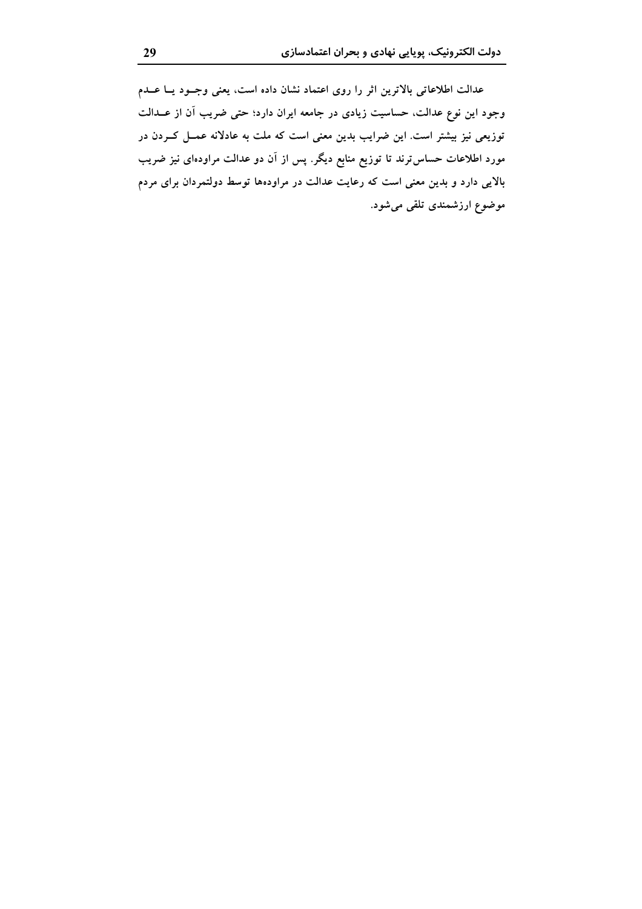عدالت اطلاعاتی بالاترین اثر را روی اعتماد نشان داده است، یعنی وجود یا عدم وجود این نوع عدالت، حساسیت زیادی در جامعه ایران دارد؛ حتی ضریب آن از عدالت توزیعی نیز بیشتر است. این ضرایب بدین معنی است که ملت به عادلانه عمل کردن در مورد اطلاعات حساس‌ترند تا توزیع منابع دیگر. پس از آن دو عدالت مراوده‌ای نیز ضریب بالایی دارد و بدین معنی است که رعایت عدالت در مراوده‌ها توسط دولتمردان برای مردم موضوع ارزشمندی تلقی می‌شود.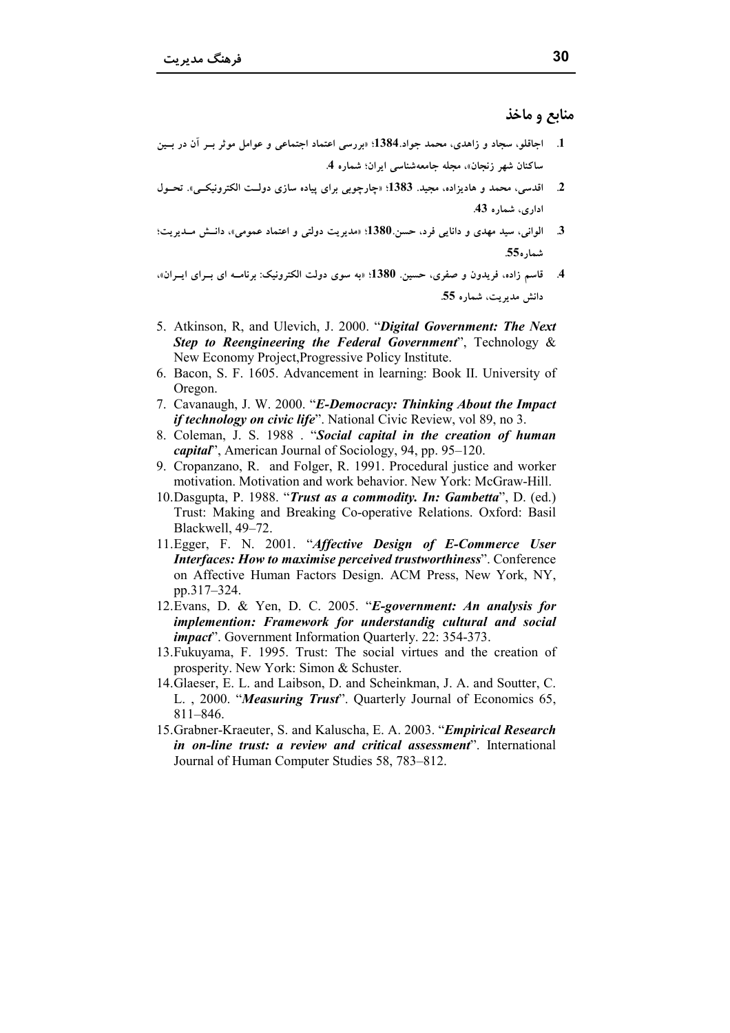## منابع و ماخذ

1. اجاقلو، سجاد و زاهدی، محمد جواد. **1384**؛ «بررسی اعتماد اجتماعی و عوامل موثر بـر آن در بـین ساکنان شهر زنجان»، مجله جامعه‌شناسی ایران؛ شماره **4**.
2. اقدسی، محمد و هادیزاده، مجید. **1383**؛ «چارچوبی برای پیاده سازی دولـت الکترونیکـی». تحـول اداری، شماره **43**.
3. الوانی، سید مهدی و دانایی فرد، حسن. **1380**؛ «مدیریت دولتی و اعتماد عمومی»، دانـش مـدیریت؛ شماره**55**.
4. قاسم زاده، فریدون و صفری، حسین. **1380**؛ «به سوی دولت الکترونیک: برنامـه ای بـرای ایـران»، دانش مدیریت، شماره **55**.

5. Atkinson, R, and Ulevich, J. 2000. "***Digital Government: The Next Step to Reengineering the Federal Government***", Technology & New Economy Project,Progressive Policy Institute.
6. Bacon, S. F. 1605. Advancement in learning: Book II. University of Oregon.
7. Cavanaugh, J. W. 2000. "***E-Democracy: Thinking About the Impact if technology on civic life***". National Civic Review, vol 89, no 3.
8. Coleman, J. S. 1988 . "***Social capital in the creation of human capital***", American Journal of Sociology, 94, pp. 95–120.
9. Cropanzano, R. and Folger, R. 1991. Procedural justice and worker motivation. Motivation and work behavior. New York: McGraw-Hill.
10. Dasgupta, P. 1988. "***Trust as a commodity. In: Gambetta***", D. (ed.) Trust: Making and Breaking Co-operative Relations. Oxford: Basil Blackwell, 49–72.
11. Egger, F. N. 2001. "***Affective Design of E-Commerce User Interfaces: How to maximise perceived trustworthiness***". Conference on Affective Human Factors Design. ACM Press, New York, NY, pp.317–324.
12. Evans, D. & Yen, D. C. 2005. "***E-government: An analysis for implemention: Framework for understandig cultural and social impact***". Government Information Quarterly. 22: 354-373.
13. Fukuyama, F. 1995. Trust: The social virtues and the creation of prosperity. New York: Simon & Schuster.
14. Glaeser, E. L. and Laibson, D. and Scheinkman, J. A. and Soutter, C. L. , 2000. "***Measuring Trust***". Quarterly Journal of Economics 65, 811–846.
15. Grabner-Kraeuter, S. and Kaluscha, E. A. 2003. "***Empirical Research in on-line trust: a review and critical assessment***". International Journal of Human Computer Studies 58, 783–812.